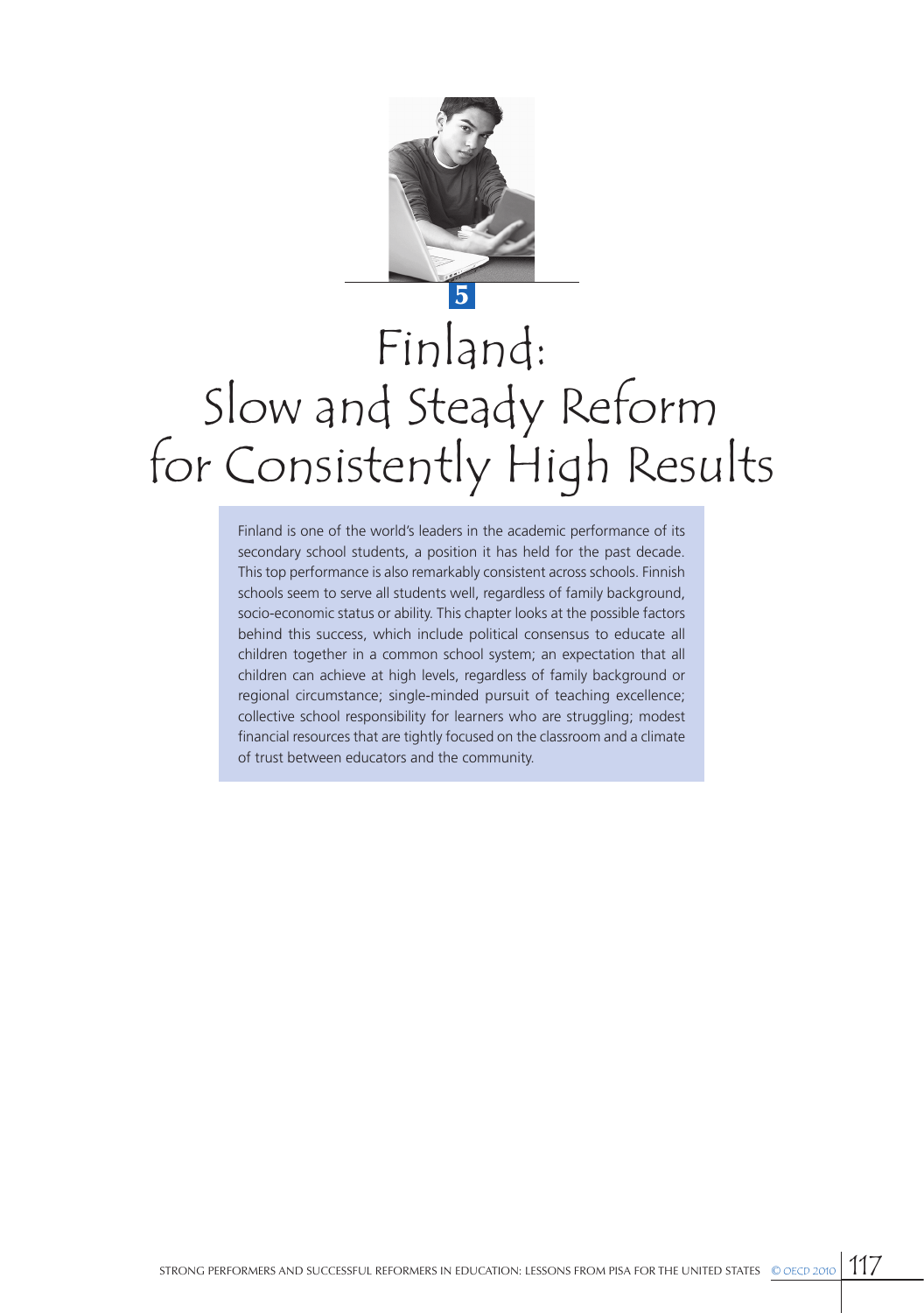# 5

# Finland: Slow and Steady Reform for Consistently High Results

Finland is one of the world's leaders in the academic performance of its secondary school students, a position it has held for the past decade. This top performance is also remarkably consistent across schools. Finnish schools seem to serve all students well, regardless of family background, socio-economic status or ability. This chapter looks at the possible factors behind this success, which include political consensus to educate all children together in a common school system; an expectation that all children can achieve at high levels, regardless of family background or regional circumstance; single-minded pursuit of teaching excellence; collective school responsibility for learners who are struggling; modest financial resources that are tightly focused on the classroom and a climate of trust between educators and the community.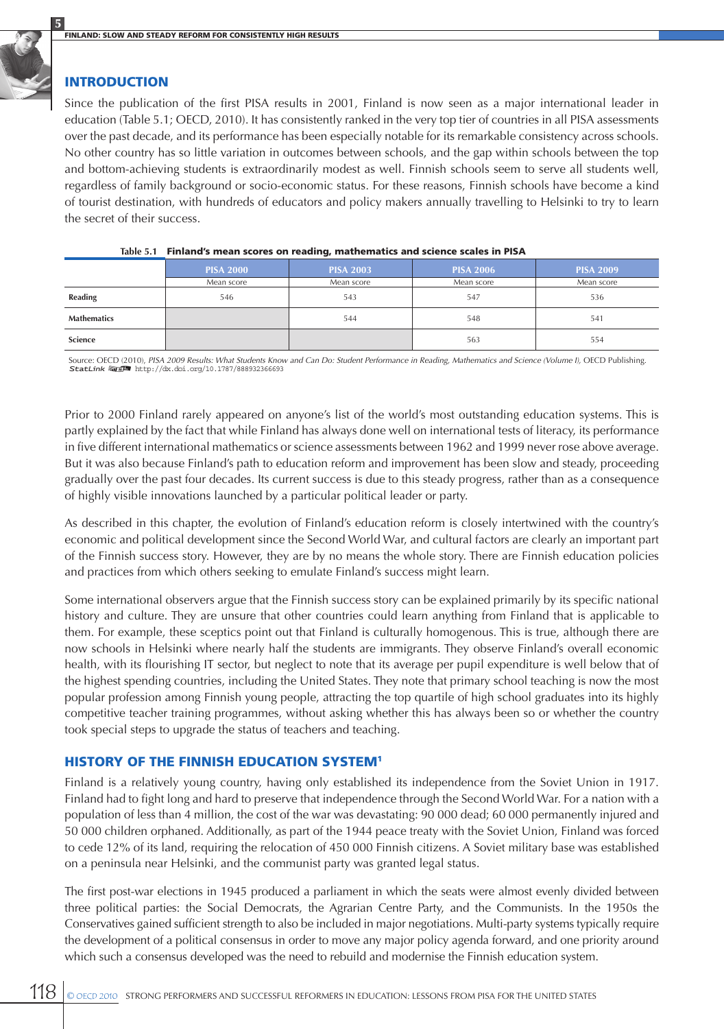## INTRODUCTION

Since the publication of the first PISA results in 2001, Finland is now seen as a major international leader in education (Table 5.1; OECD, 2010). It has consistently ranked in the very top tier of countries in all PISA assessments over the past decade, and its performance has been especially notable for its remarkable consistency across schools. No other country has so little variation in outcomes between schools, and the gap within schools between the top and bottom-achieving students is extraordinarily modest as well. Finnish schools seem to serve all students well, regardless of family background or socio-economic status. For these reasons, Finnish schools have become a kind of tourist destination, with hundreds of educators and policy makers annually travelling to Helsinki to try to learn the secret of their success.

**Table 5.1 Finland's mean scores on reading, mathematics and science scales in PISA**

| | PISA 2000 | PISA 2003 | PISA 2006 | PISA 2009 |
|---|---|---|---|---|
| | Mean score | Mean score | Mean score | Mean score |
| Reading | 546 | 543 | 547 | 536 |
| Mathematics | | 544 | 548 | 541 |
| Science | | | 563 | 554 |

Source: OECD (2010), *PISA 2009 Results: What Students Know and Can Do: Student Performance in Reading, Mathematics and Science (Volume I)*, OECD Publishing.
StatLink http://dx.doi.org/10.1787/888932366693

Prior to 2000 Finland rarely appeared on anyone's list of the world's most outstanding education systems. This is partly explained by the fact that while Finland has always done well on international tests of literacy, its performance in five different international mathematics or science assessments between 1962 and 1999 never rose above average. But it was also because Finland's path to education reform and improvement has been slow and steady, proceeding gradually over the past four decades. Its current success is due to this steady progress, rather than as a consequence of highly visible innovations launched by a particular political leader or party.

As described in this chapter, the evolution of Finland's education reform is closely intertwined with the country's economic and political development since the Second World War, and cultural factors are clearly an important part of the Finnish success story. However, they are by no means the whole story. There are Finnish education policies and practices from which others seeking to emulate Finland's success might learn.

Some international observers argue that the Finnish success story can be explained primarily by its specific national history and culture. They are unsure that other countries could learn anything from Finland that is applicable to them. For example, these sceptics point out that Finland is culturally homogenous. This is true, although there are now schools in Helsinki where nearly half the students are immigrants. They observe Finland's overall economic health, with its flourishing IT sector, but neglect to note that its average per pupil expenditure is well below that of the highest spending countries, including the United States. They note that primary school teaching is now the most popular profession among Finnish young people, attracting the top quartile of high school graduates into its highly competitive teacher training programmes, without asking whether this has always been so or whether the country took special steps to upgrade the status of teachers and teaching.

## HISTORY OF THE FINNISH EDUCATION SYSTEM[1]

Finland is a relatively young country, having only established its independence from the Soviet Union in 1917. Finland had to fight long and hard to preserve that independence through the Second World War. For a nation with a population of less than 4 million, the cost of the war was devastating: 90 000 dead; 60 000 permanently injured and 50 000 children orphaned. Additionally, as part of the 1944 peace treaty with the Soviet Union, Finland was forced to cede 12% of its land, requiring the relocation of 450 000 Finnish citizens. A Soviet military base was established on a peninsula near Helsinki, and the communist party was granted legal status.

The first post-war elections in 1945 produced a parliament in which the seats were almost evenly divided between three political parties: the Social Democrats, the Agrarian Centre Party, and the Communists. In the 1950s the Conservatives gained sufficient strength to also be included in major negotiations. Multi-party systems typically require the development of a political consensus in order to move any major policy agenda forward, and one priority around which such a consensus developed was the need to rebuild and modernise the Finnish education system.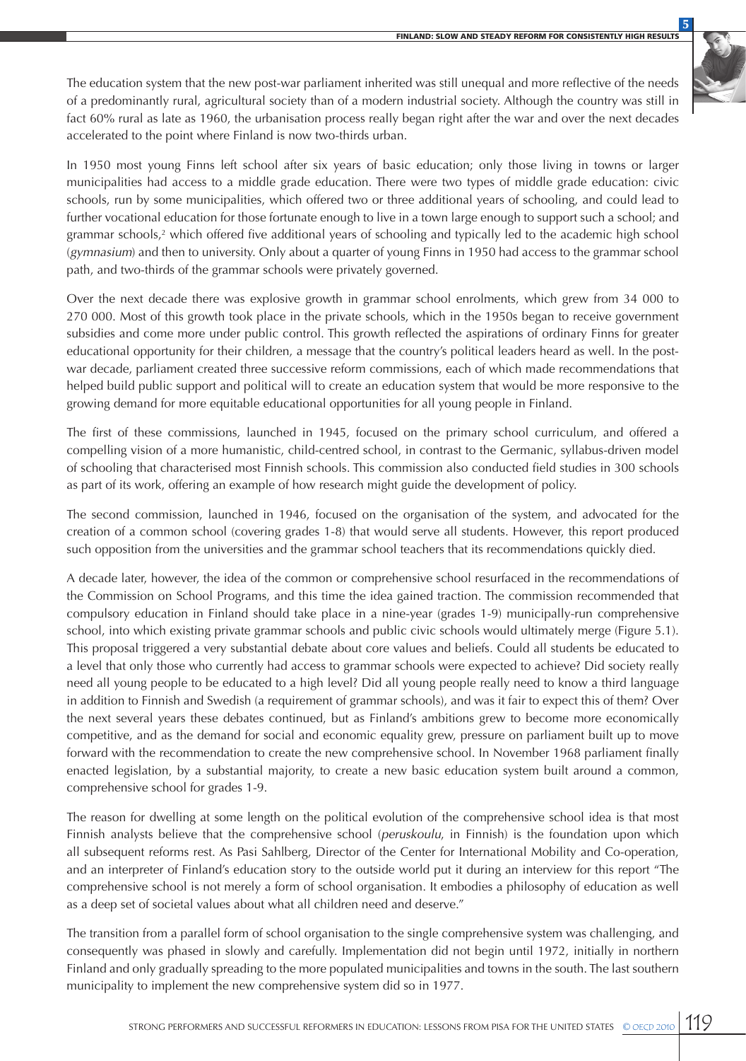The education system that the new post-war parliament inherited was still unequal and more reflective of the needs of a predominantly rural, agricultural society than of a modern industrial society. Although the country was still in fact 60% rural as late as 1960, the urbanisation process really began right after the war and over the next decades accelerated to the point where Finland is now two-thirds urban.

In 1950 most young Finns left school after six years of basic education; only those living in towns or larger municipalities had access to a middle grade education. There were two types of middle grade education: civic schools, run by some municipalities, which offered two or three additional years of schooling, and could lead to further vocational education for those fortunate enough to live in a town large enough to support such a school; and grammar schools,[2] which offered five additional years of schooling and typically led to the academic high school (*gymnasium*) and then to university. Only about a quarter of young Finns in 1950 had access to the grammar school path, and two-thirds of the grammar schools were privately governed.

Over the next decade there was explosive growth in grammar school enrolments, which grew from 34 000 to 270 000. Most of this growth took place in the private schools, which in the 1950s began to receive government subsidies and come more under public control. This growth reflected the aspirations of ordinary Finns for greater educational opportunity for their children, a message that the country's political leaders heard as well. In the post-war decade, parliament created three successive reform commissions, each of which made recommendations that helped build public support and political will to create an education system that would be more responsive to the growing demand for more equitable educational opportunities for all young people in Finland.

The first of these commissions, launched in 1945, focused on the primary school curriculum, and offered a compelling vision of a more humanistic, child-centred school, in contrast to the Germanic, syllabus-driven model of schooling that characterised most Finnish schools. This commission also conducted field studies in 300 schools as part of its work, offering an example of how research might guide the development of policy.

The second commission, launched in 1946, focused on the organisation of the system, and advocated for the creation of a common school (covering grades 1-8) that would serve all students. However, this report produced such opposition from the universities and the grammar school teachers that its recommendations quickly died.

A decade later, however, the idea of the common or comprehensive school resurfaced in the recommendations of the Commission on School Programs, and this time the idea gained traction. The commission recommended that compulsory education in Finland should take place in a nine-year (grades 1-9) municipally-run comprehensive school, into which existing private grammar schools and public civic schools would ultimately merge (Figure 5.1). This proposal triggered a very substantial debate about core values and beliefs. Could all students be educated to a level that only those who currently had access to grammar schools were expected to achieve? Did society really need all young people to be educated to a high level? Did all young people really need to know a third language in addition to Finnish and Swedish (a requirement of grammar schools), and was it fair to expect this of them? Over the next several years these debates continued, but as Finland's ambitions grew to become more economically competitive, and as the demand for social and economic equality grew, pressure on parliament built up to move forward with the recommendation to create the new comprehensive school. In November 1968 parliament finally enacted legislation, by a substantial majority, to create a new basic education system built around a common, comprehensive school for grades 1-9.

The reason for dwelling at some length on the political evolution of the comprehensive school idea is that most Finnish analysts believe that the comprehensive school (*peruskoulu*, in Finnish) is the foundation upon which all subsequent reforms rest. As Pasi Sahlberg, Director of the Center for International Mobility and Co-operation, and an interpreter of Finland's education story to the outside world put it during an interview for this report "The comprehensive school is not merely a form of school organisation. It embodies a philosophy of education as well as a deep set of societal values about what all children need and deserve."

The transition from a parallel form of school organisation to the single comprehensive system was challenging, and consequently was phased in slowly and carefully. Implementation did not begin until 1972, initially in northern Finland and only gradually spreading to the more populated municipalities and towns in the south. The last southern municipality to implement the new comprehensive system did so in 1977.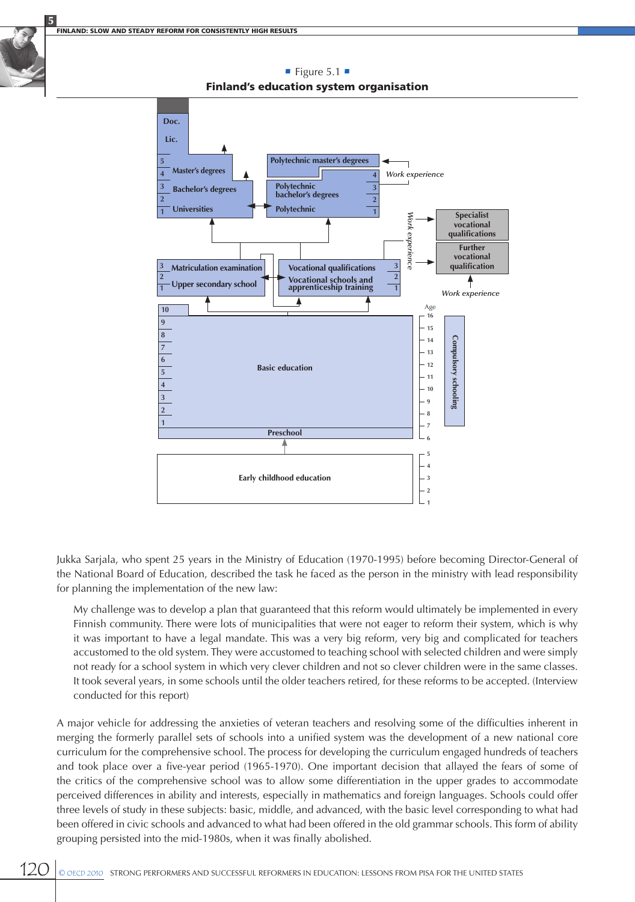■ Figure 5.1 ■

**Finland's education system organisation**

Doc.
Lic.
5
4 Master's degrees
3 Bachelor's degrees
2
1 Universities

Polytechnic master's degrees
Work experience
Polytechnic bachelor's degrees 4 3 2 1
Polytechnic

Work experience
Specialist vocational qualifications
Further vocational qualification
Work experience

3 Matriculation examination
2
1 Upper secondary school

Vocational qualifications
Vocational schools and apprenticeship training 3 2 1

10 9 8 7 6 5 4 3 2 1
Basic education
Preschool

Age 16 15 14 13 12 11 10 9 8 7 6
Compulsory schooling

Early childhood education
5 4 3 2 1

Jukka Sarjala, who spent 25 years in the Ministry of Education (1970-1995) before becoming Director-General of the National Board of Education, described the task he faced as the person in the ministry with lead responsibility for planning the implementation of the new law:

> My challenge was to develop a plan that guaranteed that this reform would ultimately be implemented in every Finnish community. There were lots of municipalities that were not eager to reform their system, which is why it was important to have a legal mandate. This was a very big reform, very big and complicated for teachers accustomed to the old system. They were accustomed to teaching school with selected children and were simply not ready for a school system in which very clever children and not so clever children were in the same classes. It took several years, in some schools until the older teachers retired, for these reforms to be accepted. (Interview conducted for this report)

A major vehicle for addressing the anxieties of veteran teachers and resolving some of the difficulties inherent in merging the formerly parallel sets of schools into a unified system was the development of a new national core curriculum for the comprehensive school. The process for developing the curriculum engaged hundreds of teachers and took place over a five-year period (1965-1970). One important decision that allayed the fears of some of the critics of the comprehensive school was to allow some differentiation in the upper grades to accommodate perceived differences in ability and interests, especially in mathematics and foreign languages. Schools could offer three levels of study in these subjects: basic, middle, and advanced, with the basic level corresponding to what had been offered in civic schools and advanced to what had been offered in the old grammar schools. This form of ability grouping persisted into the mid-1980s, when it was finally abolished.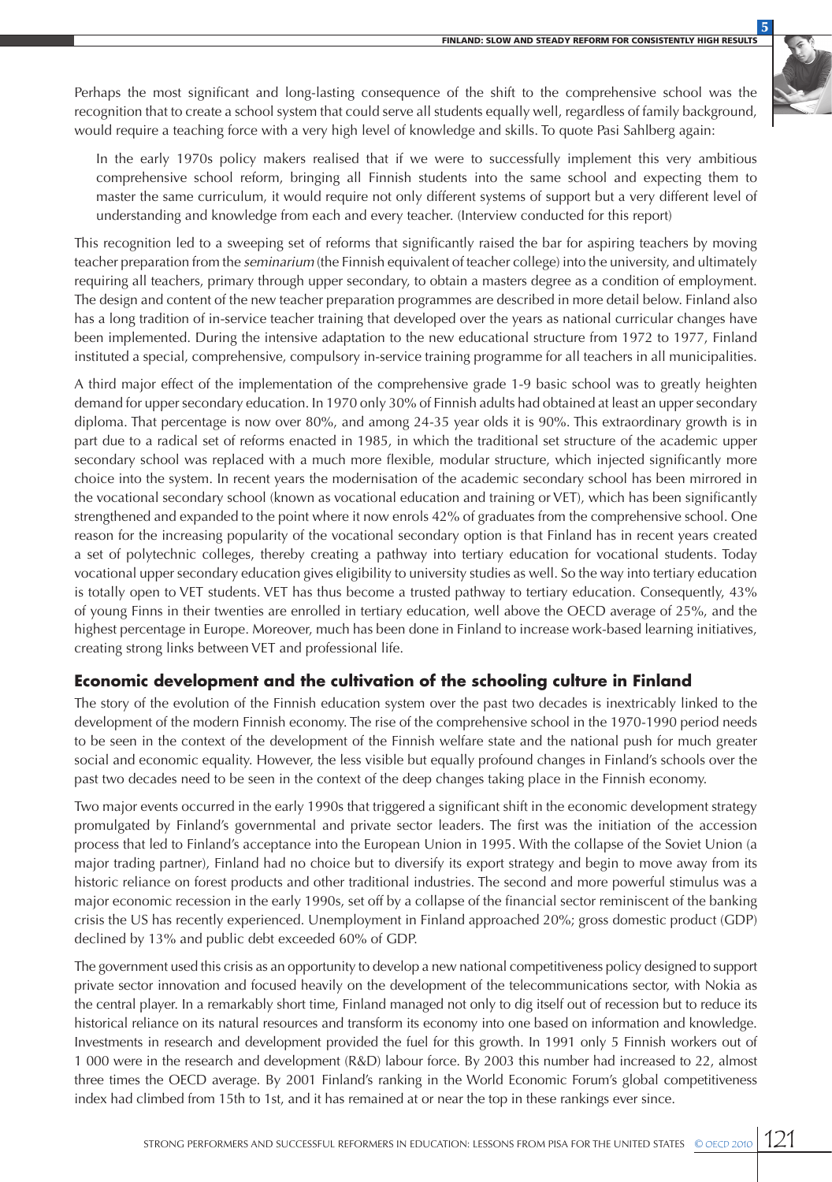Perhaps the most significant and long-lasting consequence of the shift to the comprehensive school was the recognition that to create a school system that could serve all students equally well, regardless of family background, would require a teaching force with a very high level of knowledge and skills. To quote Pasi Sahlberg again:

> In the early 1970s policy makers realised that if we were to successfully implement this very ambitious comprehensive school reform, bringing all Finnish students into the same school and expecting them to master the same curriculum, it would require not only different systems of support but a very different level of understanding and knowledge from each and every teacher. (Interview conducted for this report)

This recognition led to a sweeping set of reforms that significantly raised the bar for aspiring teachers by moving teacher preparation from the *seminarium* (the Finnish equivalent of teacher college) into the university, and ultimately requiring all teachers, primary through upper secondary, to obtain a masters degree as a condition of employment. The design and content of the new teacher preparation programmes are described in more detail below. Finland also has a long tradition of in-service teacher training that developed over the years as national curricular changes have been implemented. During the intensive adaptation to the new educational structure from 1972 to 1977, Finland instituted a special, comprehensive, compulsory in-service training programme for all teachers in all municipalities.

A third major effect of the implementation of the comprehensive grade 1-9 basic school was to greatly heighten demand for upper secondary education. In 1970 only 30% of Finnish adults had obtained at least an upper secondary diploma. That percentage is now over 80%, and among 24-35 year olds it is 90%. This extraordinary growth is in part due to a radical set of reforms enacted in 1985, in which the traditional set structure of the academic upper secondary school was replaced with a much more flexible, modular structure, which injected significantly more choice into the system. In recent years the modernisation of the academic secondary school has been mirrored in the vocational secondary school (known as vocational education and training or VET), which has been significantly strengthened and expanded to the point where it now enrols 42% of graduates from the comprehensive school. One reason for the increasing popularity of the vocational secondary option is that Finland has in recent years created a set of polytechnic colleges, thereby creating a pathway into tertiary education for vocational students. Today vocational upper secondary education gives eligibility to university studies as well. So the way into tertiary education is totally open to VET students. VET has thus become a trusted pathway to tertiary education. Consequently, 43% of young Finns in their twenties are enrolled in tertiary education, well above the OECD average of 25%, and the highest percentage in Europe. Moreover, much has been done in Finland to increase work-based learning initiatives, creating strong links between VET and professional life.

## Economic development and the cultivation of the schooling culture in Finland

The story of the evolution of the Finnish education system over the past two decades is inextricably linked to the development of the modern Finnish economy. The rise of the comprehensive school in the 1970-1990 period needs to be seen in the context of the development of the Finnish welfare state and the national push for much greater social and economic equality. However, the less visible but equally profound changes in Finland's schools over the past two decades need to be seen in the context of the deep changes taking place in the Finnish economy.

Two major events occurred in the early 1990s that triggered a significant shift in the economic development strategy promulgated by Finland's governmental and private sector leaders. The first was the initiation of the accession process that led to Finland's acceptance into the European Union in 1995. With the collapse of the Soviet Union (a major trading partner), Finland had no choice but to diversify its export strategy and begin to move away from its historic reliance on forest products and other traditional industries. The second and more powerful stimulus was a major economic recession in the early 1990s, set off by a collapse of the financial sector reminiscent of the banking crisis the US has recently experienced. Unemployment in Finland approached 20%; gross domestic product (GDP) declined by 13% and public debt exceeded 60% of GDP.

The government used this crisis as an opportunity to develop a new national competitiveness policy designed to support private sector innovation and focused heavily on the development of the telecommunications sector, with Nokia as the central player. In a remarkably short time, Finland managed not only to dig itself out of recession but to reduce its historical reliance on its natural resources and transform its economy into one based on information and knowledge. Investments in research and development provided the fuel for this growth. In 1991 only 5 Finnish workers out of 1 000 were in the research and development (R&D) labour force. By 2003 this number had increased to 22, almost three times the OECD average. By 2001 Finland's ranking in the World Economic Forum's global competitiveness index had climbed from 15th to 1st, and it has remained at or near the top in these rankings ever since.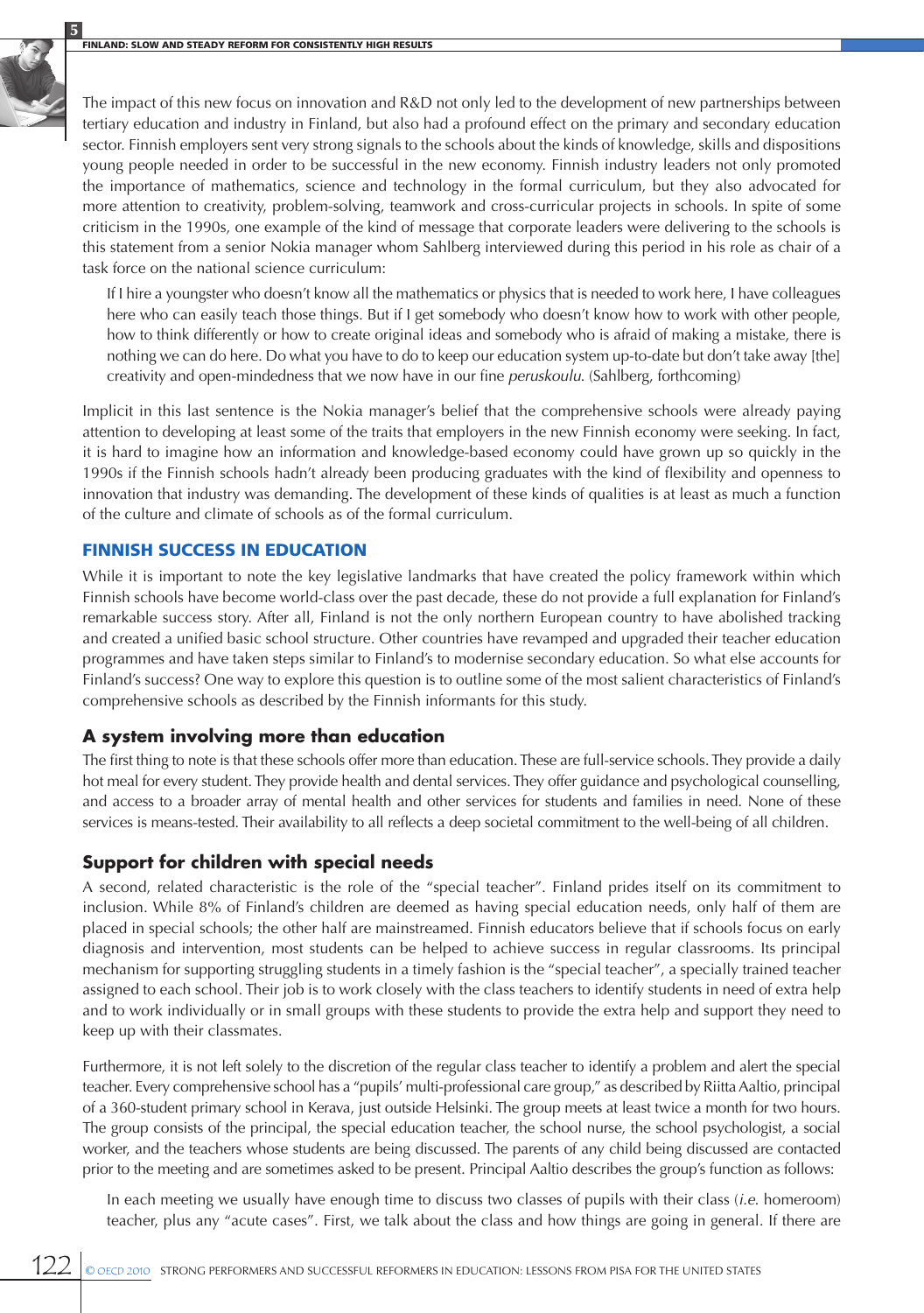The impact of this new focus on innovation and R&D not only led to the development of new partnerships between tertiary education and industry in Finland, but also had a profound effect on the primary and secondary education sector. Finnish employers sent very strong signals to the schools about the kinds of knowledge, skills and dispositions young people needed in order to be successful in the new economy. Finnish industry leaders not only promoted the importance of mathematics, science and technology in the formal curriculum, but they also advocated for more attention to creativity, problem-solving, teamwork and cross-curricular projects in schools. In spite of some criticism in the 1990s, one example of the kind of message that corporate leaders were delivering to the schools is this statement from a senior Nokia manager whom Sahlberg interviewed during this period in his role as chair of a task force on the national science curriculum:

> If I hire a youngster who doesn't know all the mathematics or physics that is needed to work here, I have colleagues here who can easily teach those things. But if I get somebody who doesn't know how to work with other people, how to think differently or how to create original ideas and somebody who is afraid of making a mistake, there is nothing we can do here. Do what you have to do to keep our education system up-to-date but don't take away [the] creativity and open-mindedness that we now have in our fine *peruskoulu*. (Sahlberg, forthcoming)

Implicit in this last sentence is the Nokia manager's belief that the comprehensive schools were already paying attention to developing at least some of the traits that employers in the new Finnish economy were seeking. In fact, it is hard to imagine how an information and knowledge-based economy could have grown up so quickly in the 1990s if the Finnish schools hadn't already been producing graduates with the kind of flexibility and openness to innovation that industry was demanding. The development of these kinds of qualities is at least as much a function of the culture and climate of schools as of the formal curriculum.

## FINNISH SUCCESS IN EDUCATION

While it is important to note the key legislative landmarks that have created the policy framework within which Finnish schools have become world-class over the past decade, these do not provide a full explanation for Finland's remarkable success story. After all, Finland is not the only northern European country to have abolished tracking and created a unified basic school structure. Other countries have revamped and upgraded their teacher education programmes and have taken steps similar to Finland's to modernise secondary education. So what else accounts for Finland's success? One way to explore this question is to outline some of the most salient characteristics of Finland's comprehensive schools as described by the Finnish informants for this study.

### A system involving more than education

The first thing to note is that these schools offer more than education. These are full-service schools. They provide a daily hot meal for every student. They provide health and dental services. They offer guidance and psychological counselling, and access to a broader array of mental health and other services for students and families in need. None of these services is means-tested. Their availability to all reflects a deep societal commitment to the well-being of all children.

### Support for children with special needs

A second, related characteristic is the role of the "special teacher". Finland prides itself on its commitment to inclusion. While 8% of Finland's children are deemed as having special education needs, only half of them are placed in special schools; the other half are mainstreamed. Finnish educators believe that if schools focus on early diagnosis and intervention, most students can be helped to achieve success in regular classrooms. Its principal mechanism for supporting struggling students in a timely fashion is the "special teacher", a specially trained teacher assigned to each school. Their job is to work closely with the class teachers to identify students in need of extra help and to work individually or in small groups with these students to provide the extra help and support they need to keep up with their classmates.

Furthermore, it is not left solely to the discretion of the regular class teacher to identify a problem and alert the special teacher. Every comprehensive school has a "pupils' multi-professional care group," as described by Riitta Aaltio, principal of a 360-student primary school in Kerava, just outside Helsinki. The group meets at least twice a month for two hours. The group consists of the principal, the special education teacher, the school nurse, the school psychologist, a social worker, and the teachers whose students are being discussed. The parents of any child being discussed are contacted prior to the meeting and are sometimes asked to be present. Principal Aaltio describes the group's function as follows:

> In each meeting we usually have enough time to discuss two classes of pupils with their class (*i.e.* homeroom) teacher, plus any "acute cases". First, we talk about the class and how things are going in general. If there are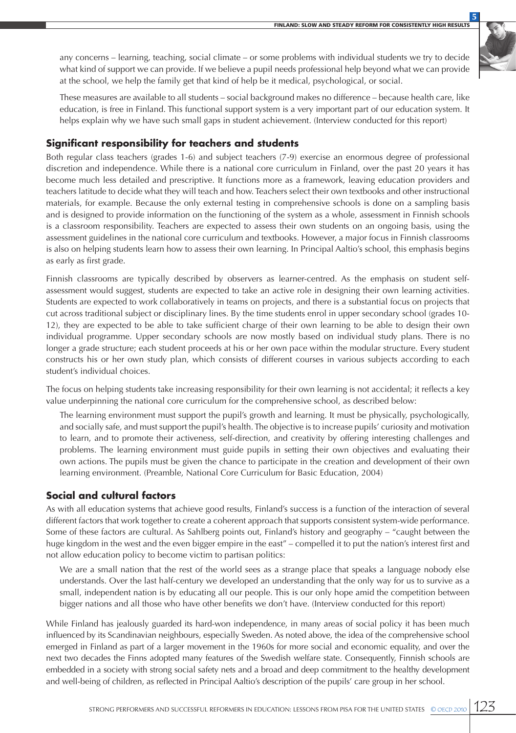any concerns – learning, teaching, social climate – or some problems with individual students we try to decide what kind of support we can provide. If we believe a pupil needs professional help beyond what we can provide at the school, we help the family get that kind of help be it medical, psychological, or social.

These measures are available to all students – social background makes no difference – because health care, like education, is free in Finland. This functional support system is a very important part of our education system. It helps explain why we have such small gaps in student achievement. (Interview conducted for this report)

## Significant responsibility for teachers and students

Both regular class teachers (grades 1-6) and subject teachers (7-9) exercise an enormous degree of professional discretion and independence. While there is a national core curriculum in Finland, over the past 20 years it has become much less detailed and prescriptive. It functions more as a framework, leaving education providers and teachers latitude to decide what they will teach and how. Teachers select their own textbooks and other instructional materials, for example. Because the only external testing in comprehensive schools is done on a sampling basis and is designed to provide information on the functioning of the system as a whole, assessment in Finnish schools is a classroom responsibility. Teachers are expected to assess their own students on an ongoing basis, using the assessment guidelines in the national core curriculum and textbooks. However, a major focus in Finnish classrooms is also on helping students learn how to assess their own learning. In Principal Aaltio's school, this emphasis begins as early as first grade.

Finnish classrooms are typically described by observers as learner-centred. As the emphasis on student self-assessment would suggest, students are expected to take an active role in designing their own learning activities. Students are expected to work collaboratively in teams on projects, and there is a substantial focus on projects that cut across traditional subject or disciplinary lines. By the time students enrol in upper secondary school (grades 10-12), they are expected to be able to take sufficient charge of their own learning to be able to design their own individual programme. Upper secondary schools are now mostly based on individual study plans. There is no longer a grade structure; each student proceeds at his or her own pace within the modular structure. Every student constructs his or her own study plan, which consists of different courses in various subjects according to each student's individual choices.

The focus on helping students take increasing responsibility for their own learning is not accidental; it reflects a key value underpinning the national core curriculum for the comprehensive school, as described below:

The learning environment must support the pupil's growth and learning. It must be physically, psychologically, and socially safe, and must support the pupil's health. The objective is to increase pupils' curiosity and motivation to learn, and to promote their activeness, self-direction, and creativity by offering interesting challenges and problems. The learning environment must guide pupils in setting their own objectives and evaluating their own actions. The pupils must be given the chance to participate in the creation and development of their own learning environment. (Preamble, National Core Curriculum for Basic Education, 2004)

## Social and cultural factors

As with all education systems that achieve good results, Finland's success is a function of the interaction of several different factors that work together to create a coherent approach that supports consistent system-wide performance. Some of these factors are cultural. As Sahlberg points out, Finland's history and geography – "caught between the huge kingdom in the west and the even bigger empire in the east" – compelled it to put the nation's interest first and not allow education policy to become victim to partisan politics:

We are a small nation that the rest of the world sees as a strange place that speaks a language nobody else understands. Over the last half-century we developed an understanding that the only way for us to survive as a small, independent nation is by educating all our people. This is our only hope amid the competition between bigger nations and all those who have other benefits we don't have. (Interview conducted for this report)

While Finland has jealously guarded its hard-won independence, in many areas of social policy it has been much influenced by its Scandinavian neighbours, especially Sweden. As noted above, the idea of the comprehensive school emerged in Finland as part of a larger movement in the 1960s for more social and economic equality, and over the next two decades the Finns adopted many features of the Swedish welfare state. Consequently, Finnish schools are embedded in a society with strong social safety nets and a broad and deep commitment to the healthy development and well-being of children, as reflected in Principal Aaltio's description of the pupils' care group in her school.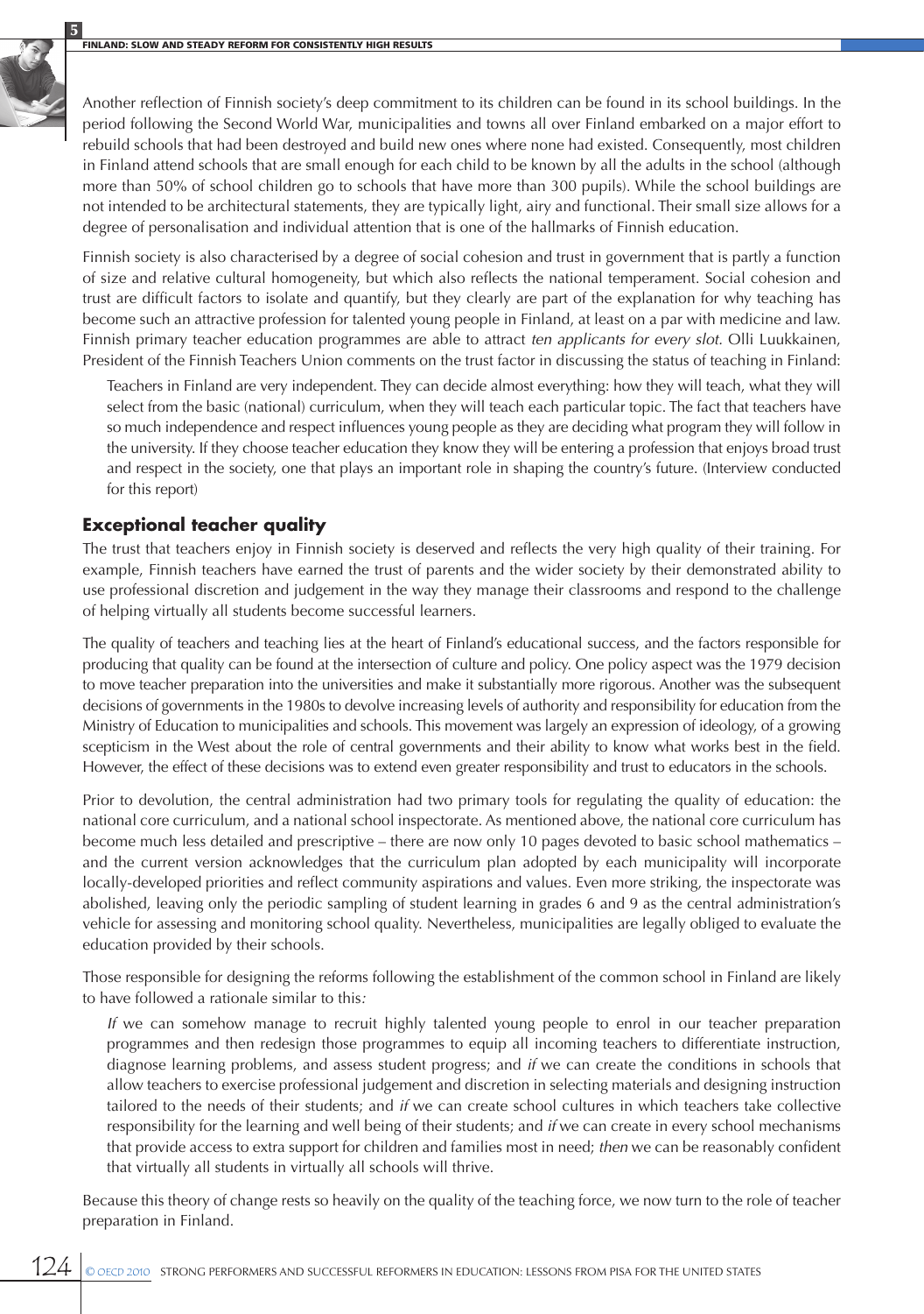Another reflection of Finnish society's deep commitment to its children can be found in its school buildings. In the period following the Second World War, municipalities and towns all over Finland embarked on a major effort to rebuild schools that had been destroyed and build new ones where none had existed. Consequently, most children in Finland attend schools that are small enough for each child to be known by all the adults in the school (although more than 50% of school children go to schools that have more than 300 pupils). While the school buildings are not intended to be architectural statements, they are typically light, airy and functional. Their small size allows for a degree of personalisation and individual attention that is one of the hallmarks of Finnish education.

Finnish society is also characterised by a degree of social cohesion and trust in government that is partly a function of size and relative cultural homogeneity, but which also reflects the national temperament. Social cohesion and trust are difficult factors to isolate and quantify, but they clearly are part of the explanation for why teaching has become such an attractive profession for talented young people in Finland, at least on a par with medicine and law. Finnish primary teacher education programmes are able to attract *ten applicants for every slot*. Olli Luukkainen, President of the Finnish Teachers Union comments on the trust factor in discussing the status of teaching in Finland:

> Teachers in Finland are very independent. They can decide almost everything: how they will teach, what they will select from the basic (national) curriculum, when they will teach each particular topic. The fact that teachers have so much independence and respect influences young people as they are deciding what program they will follow in the university. If they choose teacher education they know they will be entering a profession that enjoys broad trust and respect in the society, one that plays an important role in shaping the country's future. (Interview conducted for this report)

## Exceptional teacher quality

The trust that teachers enjoy in Finnish society is deserved and reflects the very high quality of their training. For example, Finnish teachers have earned the trust of parents and the wider society by their demonstrated ability to use professional discretion and judgement in the way they manage their classrooms and respond to the challenge of helping virtually all students become successful learners.

The quality of teachers and teaching lies at the heart of Finland's educational success, and the factors responsible for producing that quality can be found at the intersection of culture and policy. One policy aspect was the 1979 decision to move teacher preparation into the universities and make it substantially more rigorous. Another was the subsequent decisions of governments in the 1980s to devolve increasing levels of authority and responsibility for education from the Ministry of Education to municipalities and schools. This movement was largely an expression of ideology, of a growing scepticism in the West about the role of central governments and their ability to know what works best in the field. However, the effect of these decisions was to extend even greater responsibility and trust to educators in the schools.

Prior to devolution, the central administration had two primary tools for regulating the quality of education: the national core curriculum, and a national school inspectorate. As mentioned above, the national core curriculum has become much less detailed and prescriptive – there are now only 10 pages devoted to basic school mathematics – and the current version acknowledges that the curriculum plan adopted by each municipality will incorporate locally-developed priorities and reflect community aspirations and values. Even more striking, the inspectorate was abolished, leaving only the periodic sampling of student learning in grades 6 and 9 as the central administration's vehicle for assessing and monitoring school quality. Nevertheless, municipalities are legally obliged to evaluate the education provided by their schools.

Those responsible for designing the reforms following the establishment of the common school in Finland are likely to have followed a rationale similar to this:

> *If* we can somehow manage to recruit highly talented young people to enrol in our teacher preparation programmes and then redesign those programmes to equip all incoming teachers to differentiate instruction, diagnose learning problems, and assess student progress; and *if* we can create the conditions in schools that allow teachers to exercise professional judgement and discretion in selecting materials and designing instruction tailored to the needs of their students; and *if* we can create school cultures in which teachers take collective responsibility for the learning and well being of their students; and *if* we can create in every school mechanisms that provide access to extra support for children and families most in need; *then* we can be reasonably confident that virtually all students in virtually all schools will thrive.

Because this theory of change rests so heavily on the quality of the teaching force, we now turn to the role of teacher preparation in Finland.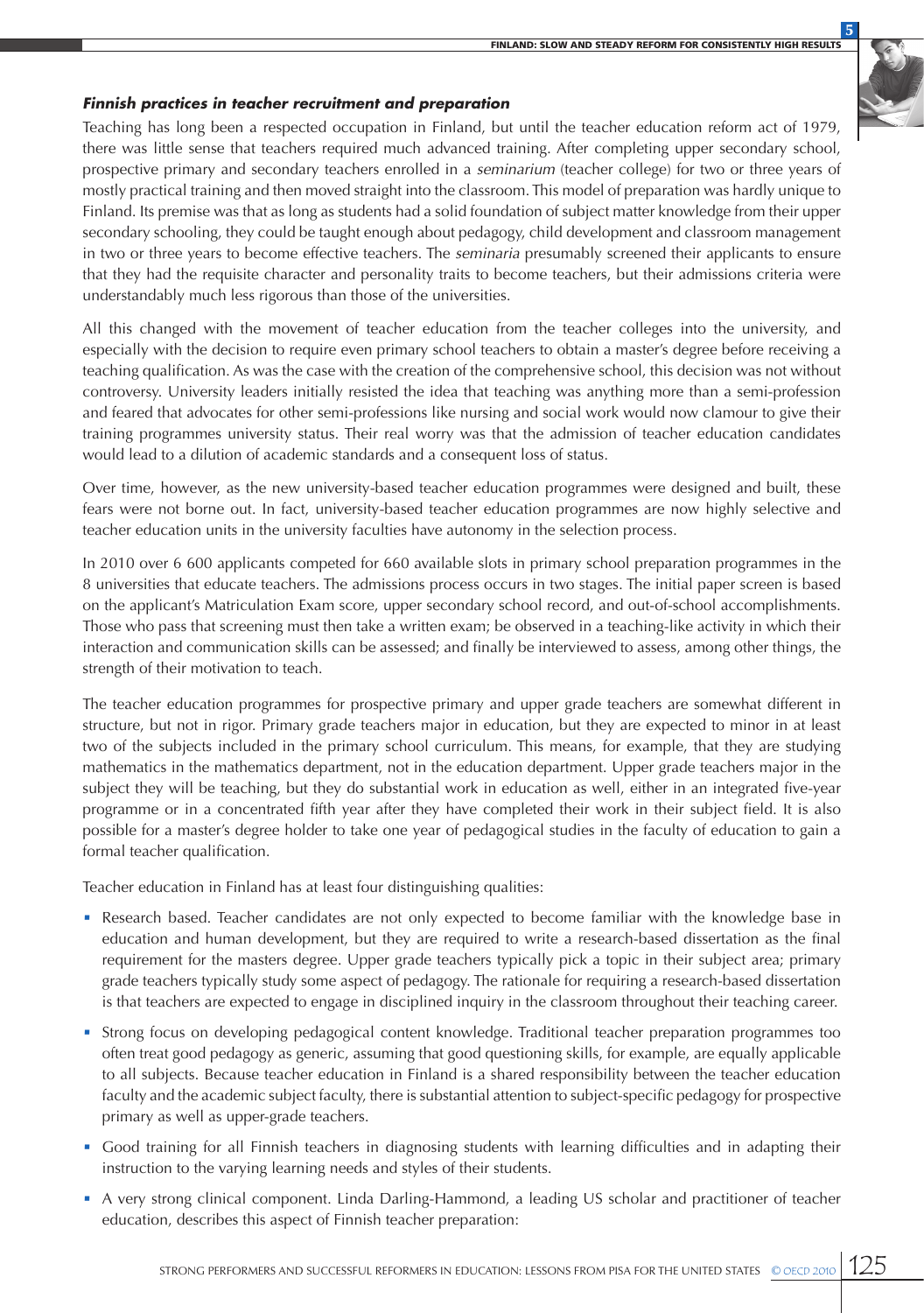### *Finnish practices in teacher recruitment and preparation*

Teaching has long been a respected occupation in Finland, but until the teacher education reform act of 1979, there was little sense that teachers required much advanced training. After completing upper secondary school, prospective primary and secondary teachers enrolled in a *seminarium* (teacher college) for two or three years of mostly practical training and then moved straight into the classroom. This model of preparation was hardly unique to Finland. Its premise was that as long as students had a solid foundation of subject matter knowledge from their upper secondary schooling, they could be taught enough about pedagogy, child development and classroom management in two or three years to become effective teachers. The *seminaria* presumably screened their applicants to ensure that they had the requisite character and personality traits to become teachers, but their admissions criteria were understandably much less rigorous than those of the universities.

All this changed with the movement of teacher education from the teacher colleges into the university, and especially with the decision to require even primary school teachers to obtain a master's degree before receiving a teaching qualification. As was the case with the creation of the comprehensive school, this decision was not without controversy. University leaders initially resisted the idea that teaching was anything more than a semi-profession and feared that advocates for other semi-professions like nursing and social work would now clamour to give their training programmes university status. Their real worry was that the admission of teacher education candidates would lead to a dilution of academic standards and a consequent loss of status.

Over time, however, as the new university-based teacher education programmes were designed and built, these fears were not borne out. In fact, university-based teacher education programmes are now highly selective and teacher education units in the university faculties have autonomy in the selection process.

In 2010 over 6 600 applicants competed for 660 available slots in primary school preparation programmes in the 8 universities that educate teachers. The admissions process occurs in two stages. The initial paper screen is based on the applicant's Matriculation Exam score, upper secondary school record, and out-of-school accomplishments. Those who pass that screening must then take a written exam; be observed in a teaching-like activity in which their interaction and communication skills can be assessed; and finally be interviewed to assess, among other things, the strength of their motivation to teach.

The teacher education programmes for prospective primary and upper grade teachers are somewhat different in structure, but not in rigor. Primary grade teachers major in education, but they are expected to minor in at least two of the subjects included in the primary school curriculum. This means, for example, that they are studying mathematics in the mathematics department, not in the education department. Upper grade teachers major in the subject they will be teaching, but they do substantial work in education as well, either in an integrated five-year programme or in a concentrated fifth year after they have completed their work in their subject field. It is also possible for a master's degree holder to take one year of pedagogical studies in the faculty of education to gain a formal teacher qualification.

Teacher education in Finland has at least four distinguishing qualities:

- Research based. Teacher candidates are not only expected to become familiar with the knowledge base in education and human development, but they are required to write a research-based dissertation as the final requirement for the masters degree. Upper grade teachers typically pick a topic in their subject area; primary grade teachers typically study some aspect of pedagogy. The rationale for requiring a research-based dissertation is that teachers are expected to engage in disciplined inquiry in the classroom throughout their teaching career.
- Strong focus on developing pedagogical content knowledge. Traditional teacher preparation programmes too often treat good pedagogy as generic, assuming that good questioning skills, for example, are equally applicable to all subjects. Because teacher education in Finland is a shared responsibility between the teacher education faculty and the academic subject faculty, there is substantial attention to subject-specific pedagogy for prospective primary as well as upper-grade teachers.
- Good training for all Finnish teachers in diagnosing students with learning difficulties and in adapting their instruction to the varying learning needs and styles of their students.
- A very strong clinical component. Linda Darling-Hammond, a leading US scholar and practitioner of teacher education, describes this aspect of Finnish teacher preparation: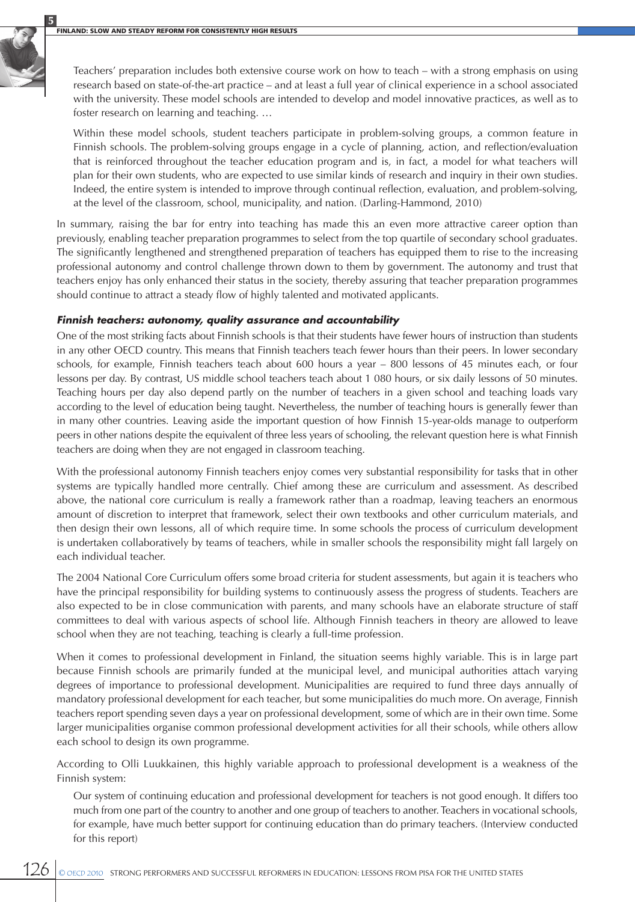> Teachers' preparation includes both extensive course work on how to teach – with a strong emphasis on using research based on state-of-the-art practice – and at least a full year of clinical experience in a school associated with the university. These model schools are intended to develop and model innovative practices, as well as to foster research on learning and teaching. …
>
> Within these model schools, student teachers participate in problem-solving groups, a common feature in Finnish schools. The problem-solving groups engage in a cycle of planning, action, and reflection/evaluation that is reinforced throughout the teacher education program and is, in fact, a model for what teachers will plan for their own students, who are expected to use similar kinds of research and inquiry in their own studies. Indeed, the entire system is intended to improve through continual reflection, evaluation, and problem-solving, at the level of the classroom, school, municipality, and nation. (Darling-Hammond, 2010)

In summary, raising the bar for entry into teaching has made this an even more attractive career option than previously, enabling teacher preparation programmes to select from the top quartile of secondary school graduates. The significantly lengthened and strengthened preparation of teachers has equipped them to rise to the increasing professional autonomy and control challenge thrown down to them by government. The autonomy and trust that teachers enjoy has only enhanced their status in the society, thereby assuring that teacher preparation programmes should continue to attract a steady flow of highly talented and motivated applicants.

***Finnish teachers: autonomy, quality assurance and accountability***

One of the most striking facts about Finnish schools is that their students have fewer hours of instruction than students in any other OECD country. This means that Finnish teachers teach fewer hours than their peers. In lower secondary schools, for example, Finnish teachers teach about 600 hours a year – 800 lessons of 45 minutes each, or four lessons per day. By contrast, US middle school teachers teach about 1 080 hours, or six daily lessons of 50 minutes. Teaching hours per day also depend partly on the number of teachers in a given school and teaching loads vary according to the level of education being taught. Nevertheless, the number of teaching hours is generally fewer than in many other countries. Leaving aside the important question of how Finnish 15-year-olds manage to outperform peers in other nations despite the equivalent of three less years of schooling, the relevant question here is what Finnish teachers are doing when they are not engaged in classroom teaching.

With the professional autonomy Finnish teachers enjoy comes very substantial responsibility for tasks that in other systems are typically handled more centrally. Chief among these are curriculum and assessment. As described above, the national core curriculum is really a framework rather than a roadmap, leaving teachers an enormous amount of discretion to interpret that framework, select their own textbooks and other curriculum materials, and then design their own lessons, all of which require time. In some schools the process of curriculum development is undertaken collaboratively by teams of teachers, while in smaller schools the responsibility might fall largely on each individual teacher.

The 2004 National Core Curriculum offers some broad criteria for student assessments, but again it is teachers who have the principal responsibility for building systems to continuously assess the progress of students. Teachers are also expected to be in close communication with parents, and many schools have an elaborate structure of staff committees to deal with various aspects of school life. Although Finnish teachers in theory are allowed to leave school when they are not teaching, teaching is clearly a full-time profession.

When it comes to professional development in Finland, the situation seems highly variable. This is in large part because Finnish schools are primarily funded at the municipal level, and municipal authorities attach varying degrees of importance to professional development. Municipalities are required to fund three days annually of mandatory professional development for each teacher, but some municipalities do much more. On average, Finnish teachers report spending seven days a year on professional development, some of which are in their own time. Some larger municipalities organise common professional development activities for all their schools, while others allow each school to design its own programme.

According to Olli Luukkainen, this highly variable approach to professional development is a weakness of the Finnish system:

> Our system of continuing education and professional development for teachers is not good enough. It differs too much from one part of the country to another and one group of teachers to another. Teachers in vocational schools, for example, have much better support for continuing education than do primary teachers. (Interview conducted for this report)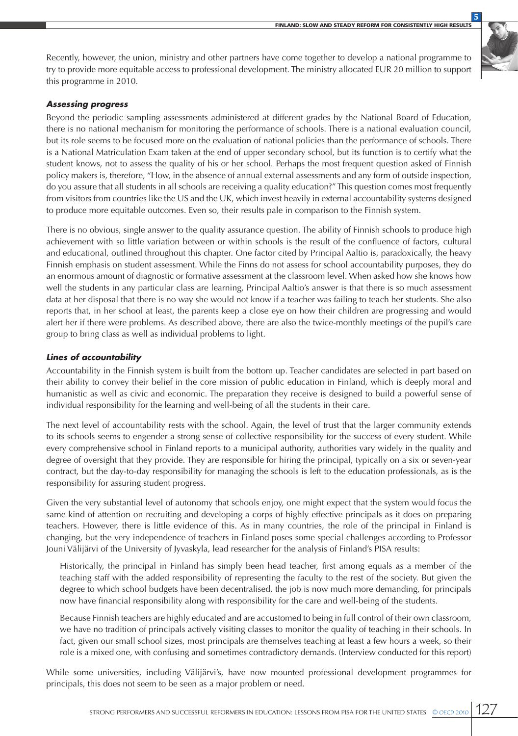Recently, however, the union, ministry and other partners have come together to develop a national programme to try to provide more equitable access to professional development. The ministry allocated EUR 20 million to support this programme in 2010.

### *Assessing progress*

Beyond the periodic sampling assessments administered at different grades by the National Board of Education, there is no national mechanism for monitoring the performance of schools. There is a national evaluation council, but its role seems to be focused more on the evaluation of national policies than the performance of schools. There is a National Matriculation Exam taken at the end of upper secondary school, but its function is to certify what the student knows, not to assess the quality of his or her school. Perhaps the most frequent question asked of Finnish policy makers is, therefore, "How, in the absence of annual external assessments and any form of outside inspection, do you assure that all students in all schools are receiving a quality education?" This question comes most frequently from visitors from countries like the US and the UK, which invest heavily in external accountability systems designed to produce more equitable outcomes. Even so, their results pale in comparison to the Finnish system.

There is no obvious, single answer to the quality assurance question. The ability of Finnish schools to produce high achievement with so little variation between or within schools is the result of the confluence of factors, cultural and educational, outlined throughout this chapter. One factor cited by Principal Aaltio is, paradoxically, the heavy Finnish emphasis on student assessment. While the Finns do not assess for school accountability purposes, they do an enormous amount of diagnostic or formative assessment at the classroom level. When asked how she knows how well the students in any particular class are learning, Principal Aaltio's answer is that there is so much assessment data at her disposal that there is no way she would not know if a teacher was failing to teach her students. She also reports that, in her school at least, the parents keep a close eye on how their children are progressing and would alert her if there were problems. As described above, there are also the twice-monthly meetings of the pupil's care group to bring class as well as individual problems to light.

### *Lines of accountability*

Accountability in the Finnish system is built from the bottom up. Teacher candidates are selected in part based on their ability to convey their belief in the core mission of public education in Finland, which is deeply moral and humanistic as well as civic and economic. The preparation they receive is designed to build a powerful sense of individual responsibility for the learning and well-being of all the students in their care.

The next level of accountability rests with the school. Again, the level of trust that the larger community extends to its schools seems to engender a strong sense of collective responsibility for the success of every student. While every comprehensive school in Finland reports to a municipal authority, authorities vary widely in the quality and degree of oversight that they provide. They are responsible for hiring the principal, typically on a six or seven-year contract, but the day-to-day responsibility for managing the schools is left to the education professionals, as is the responsibility for assuring student progress.

Given the very substantial level of autonomy that schools enjoy, one might expect that the system would focus the same kind of attention on recruiting and developing a corps of highly effective principals as it does on preparing teachers. However, there is little evidence of this. As in many countries, the role of the principal in Finland is changing, but the very independence of teachers in Finland poses some special challenges according to Professor Jouni Välijärvi of the University of Jyvaskyla, lead researcher for the analysis of Finland's PISA results:

> Historically, the principal in Finland has simply been head teacher, first among equals as a member of the teaching staff with the added responsibility of representing the faculty to the rest of the society. But given the degree to which school budgets have been decentralised, the job is now much more demanding, for principals now have financial responsibility along with responsibility for the care and well-being of the students.
>
> Because Finnish teachers are highly educated and are accustomed to being in full control of their own classroom, we have no tradition of principals actively visiting classes to monitor the quality of teaching in their schools. In fact, given our small school sizes, most principals are themselves teaching at least a few hours a week, so their role is a mixed one, with confusing and sometimes contradictory demands. (Interview conducted for this report)

While some universities, including Välijärvi's, have now mounted professional development programmes for principals, this does not seem to be seen as a major problem or need.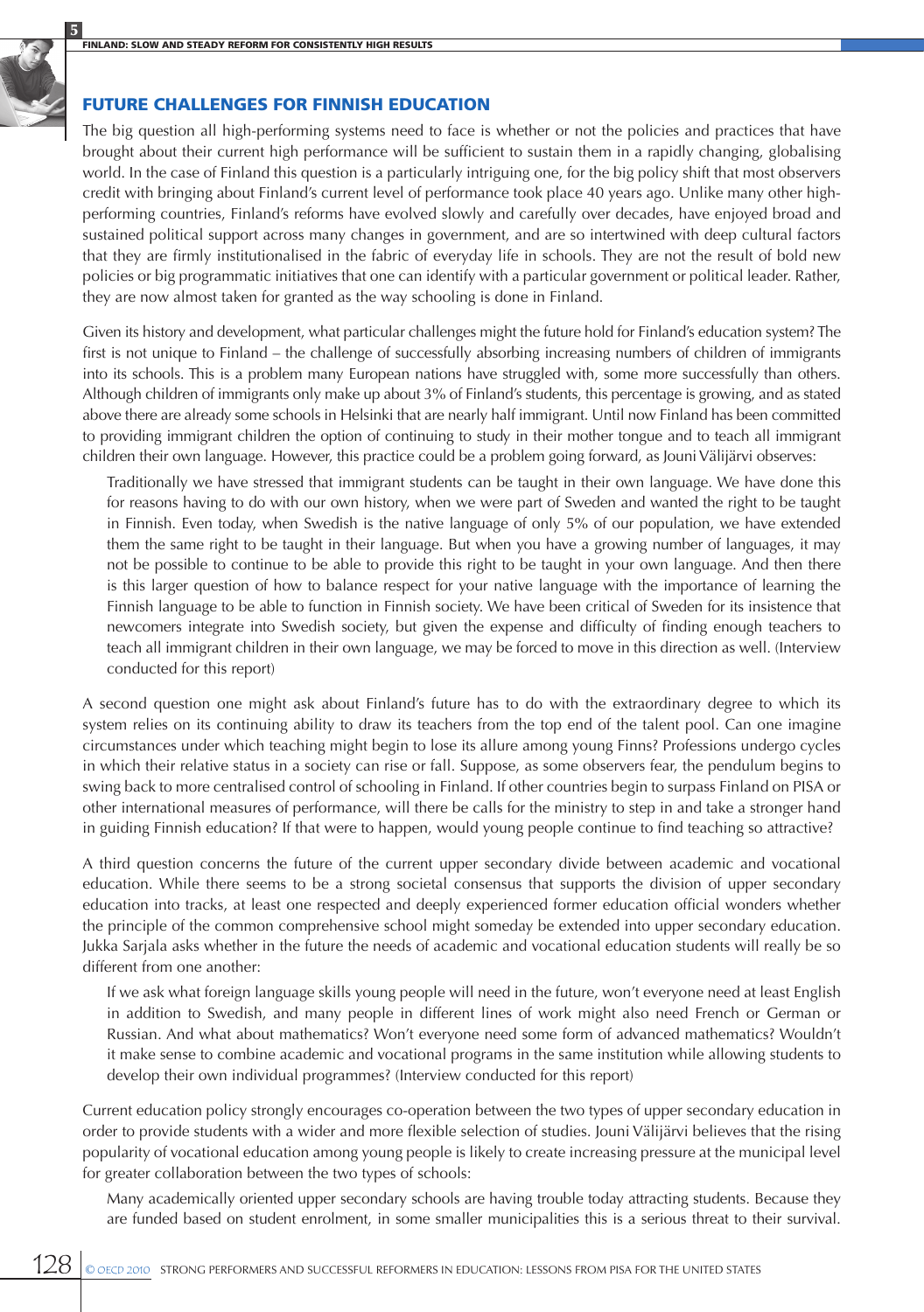## FUTURE CHALLENGES FOR FINNISH EDUCATION

The big question all high-performing systems need to face is whether or not the policies and practices that have brought about their current high performance will be sufficient to sustain them in a rapidly changing, globalising world. In the case of Finland this question is a particularly intriguing one, for the big policy shift that most observers credit with bringing about Finland's current level of performance took place 40 years ago. Unlike many other high-performing countries, Finland's reforms have evolved slowly and carefully over decades, have enjoyed broad and sustained political support across many changes in government, and are so intertwined with deep cultural factors that they are firmly institutionalised in the fabric of everyday life in schools. They are not the result of bold new policies or big programmatic initiatives that one can identify with a particular government or political leader. Rather, they are now almost taken for granted as the way schooling is done in Finland.

Given its history and development, what particular challenges might the future hold for Finland's education system? The first is not unique to Finland – the challenge of successfully absorbing increasing numbers of children of immigrants into its schools. This is a problem many European nations have struggled with, some more successfully than others. Although children of immigrants only make up about 3% of Finland's students, this percentage is growing, and as stated above there are already some schools in Helsinki that are nearly half immigrant. Until now Finland has been committed to providing immigrant children the option of continuing to study in their mother tongue and to teach all immigrant children their own language. However, this practice could be a problem going forward, as Jouni Välijärvi observes:

> Traditionally we have stressed that immigrant students can be taught in their own language. We have done this for reasons having to do with our own history, when we were part of Sweden and wanted the right to be taught in Finnish. Even today, when Swedish is the native language of only 5% of our population, we have extended them the same right to be taught in their language. But when you have a growing number of languages, it may not be possible to continue to be able to provide this right to be taught in your own language. And then there is this larger question of how to balance respect for your native language with the importance of learning the Finnish language to be able to function in Finnish society. We have been critical of Sweden for its insistence that newcomers integrate into Swedish society, but given the expense and difficulty of finding enough teachers to teach all immigrant children in their own language, we may be forced to move in this direction as well. (Interview conducted for this report)

A second question one might ask about Finland's future has to do with the extraordinary degree to which its system relies on its continuing ability to draw its teachers from the top end of the talent pool. Can one imagine circumstances under which teaching might begin to lose its allure among young Finns? Professions undergo cycles in which their relative status in a society can rise or fall. Suppose, as some observers fear, the pendulum begins to swing back to more centralised control of schooling in Finland. If other countries begin to surpass Finland on PISA or other international measures of performance, will there be calls for the ministry to step in and take a stronger hand in guiding Finnish education? If that were to happen, would young people continue to find teaching so attractive?

A third question concerns the future of the current upper secondary divide between academic and vocational education. While there seems to be a strong societal consensus that supports the division of upper secondary education into tracks, at least one respected and deeply experienced former education official wonders whether the principle of the common comprehensive school might someday be extended into upper secondary education. Jukka Sarjala asks whether in the future the needs of academic and vocational education students will really be so different from one another:

> If we ask what foreign language skills young people will need in the future, won't everyone need at least English in addition to Swedish, and many people in different lines of work might also need French or German or Russian. And what about mathematics? Won't everyone need some form of advanced mathematics? Wouldn't it make sense to combine academic and vocational programs in the same institution while allowing students to develop their own individual programmes? (Interview conducted for this report)

Current education policy strongly encourages co-operation between the two types of upper secondary education in order to provide students with a wider and more flexible selection of studies. Jouni Välijärvi believes that the rising popularity of vocational education among young people is likely to create increasing pressure at the municipal level for greater collaboration between the two types of schools:

> Many academically oriented upper secondary schools are having trouble today attracting students. Because they are funded based on student enrolment, in some smaller municipalities this is a serious threat to their survival.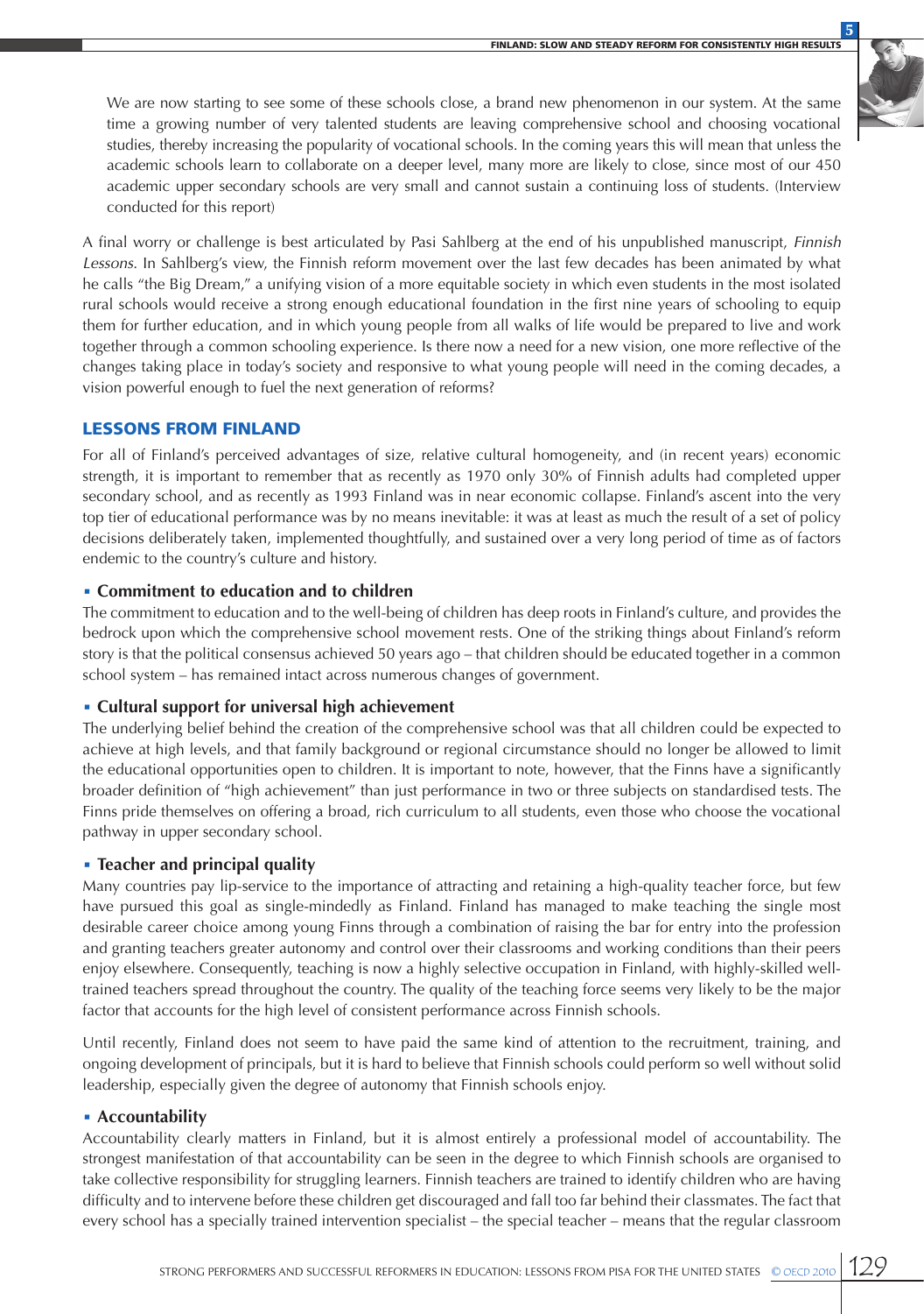We are now starting to see some of these schools close, a brand new phenomenon in our system. At the same time a growing number of very talented students are leaving comprehensive school and choosing vocational studies, thereby increasing the popularity of vocational schools. In the coming years this will mean that unless the academic schools learn to collaborate on a deeper level, many more are likely to close, since most of our 450 academic upper secondary schools are very small and cannot sustain a continuing loss of students. (Interview conducted for this report)

A final worry or challenge is best articulated by Pasi Sahlberg at the end of his unpublished manuscript, *Finnish Lessons*. In Sahlberg's view, the Finnish reform movement over the last few decades has been animated by what he calls "the Big Dream," a unifying vision of a more equitable society in which even students in the most isolated rural schools would receive a strong enough educational foundation in the first nine years of schooling to equip them for further education, and in which young people from all walks of life would be prepared to live and work together through a common schooling experience. Is there now a need for a new vision, one more reflective of the changes taking place in today's society and responsive to what young people will need in the coming decades, a vision powerful enough to fuel the next generation of reforms?

## LESSONS FROM FINLAND

For all of Finland's perceived advantages of size, relative cultural homogeneity, and (in recent years) economic strength, it is important to remember that as recently as 1970 only 30% of Finnish adults had completed upper secondary school, and as recently as 1993 Finland was in near economic collapse. Finland's ascent into the very top tier of educational performance was by no means inevitable: it was at least as much the result of a set of policy decisions deliberately taken, implemented thoughtfully, and sustained over a very long period of time as of factors endemic to the country's culture and history.

### Commitment to education and to children

The commitment to education and to the well-being of children has deep roots in Finland's culture, and provides the bedrock upon which the comprehensive school movement rests. One of the striking things about Finland's reform story is that the political consensus achieved 50 years ago – that children should be educated together in a common school system – has remained intact across numerous changes of government.

### Cultural support for universal high achievement

The underlying belief behind the creation of the comprehensive school was that all children could be expected to achieve at high levels, and that family background or regional circumstance should no longer be allowed to limit the educational opportunities open to children. It is important to note, however, that the Finns have a significantly broader definition of "high achievement" than just performance in two or three subjects on standardised tests. The Finns pride themselves on offering a broad, rich curriculum to all students, even those who choose the vocational pathway in upper secondary school.

### Teacher and principal quality

Many countries pay lip-service to the importance of attracting and retaining a high-quality teacher force, but few have pursued this goal as single-mindedly as Finland. Finland has managed to make teaching the single most desirable career choice among young Finns through a combination of raising the bar for entry into the profession and granting teachers greater autonomy and control over their classrooms and working conditions than their peers enjoy elsewhere. Consequently, teaching is now a highly selective occupation in Finland, with highly-skilled well-trained teachers spread throughout the country. The quality of the teaching force seems very likely to be the major factor that accounts for the high level of consistent performance across Finnish schools.

Until recently, Finland does not seem to have paid the same kind of attention to the recruitment, training, and ongoing development of principals, but it is hard to believe that Finnish schools could perform so well without solid leadership, especially given the degree of autonomy that Finnish schools enjoy.

### Accountability

Accountability clearly matters in Finland, but it is almost entirely a professional model of accountability. The strongest manifestation of that accountability can be seen in the degree to which Finnish schools are organised to take collective responsibility for struggling learners. Finnish teachers are trained to identify children who are having difficulty and to intervene before these children get discouraged and fall too far behind their classmates. The fact that every school has a specially trained intervention specialist – the special teacher – means that the regular classroom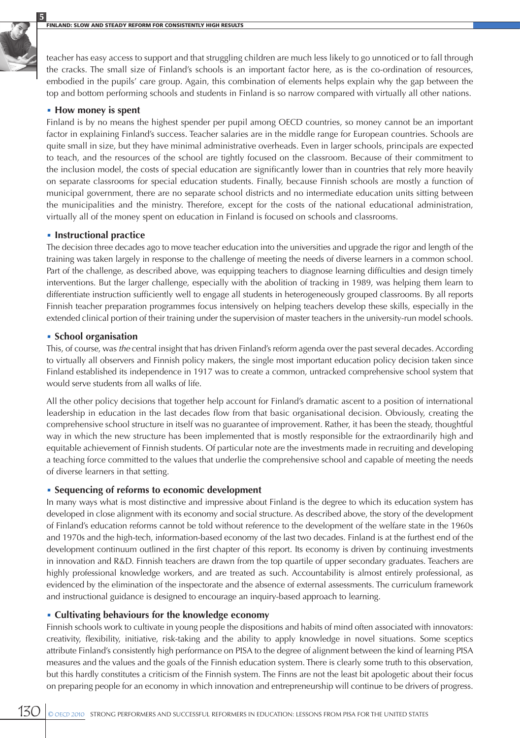teacher has easy access to support and that struggling children are much less likely to go unnoticed or to fall through the cracks. The small size of Finland's schools is an important factor here, as is the co-ordination of resources, embodied in the pupils' care group. Again, this combination of elements helps explain why the gap between the top and bottom performing schools and students in Finland is so narrow compared with virtually all other nations.

### How money is spent

Finland is by no means the highest spender per pupil among OECD countries, so money cannot be an important factor in explaining Finland's success. Teacher salaries are in the middle range for European countries. Schools are quite small in size, but they have minimal administrative overheads. Even in larger schools, principals are expected to teach, and the resources of the school are tightly focused on the classroom. Because of their commitment to the inclusion model, the costs of special education are significantly lower than in countries that rely more heavily on separate classrooms for special education students. Finally, because Finnish schools are mostly a function of municipal government, there are no separate school districts and no intermediate education units sitting between the municipalities and the ministry. Therefore, except for the costs of the national educational administration, virtually all of the money spent on education in Finland is focused on schools and classrooms.

### Instructional practice

The decision three decades ago to move teacher education into the universities and upgrade the rigor and length of the training was taken largely in response to the challenge of meeting the needs of diverse learners in a common school. Part of the challenge, as described above, was equipping teachers to diagnose learning difficulties and design timely interventions. But the larger challenge, especially with the abolition of tracking in 1989, was helping them learn to differentiate instruction sufficiently well to engage all students in heterogeneously grouped classrooms. By all reports Finnish teacher preparation programmes focus intensively on helping teachers develop these skills, especially in the extended clinical portion of their training under the supervision of master teachers in the university-run model schools.

### School organisation

This, of course, was *the* central insight that has driven Finland's reform agenda over the past several decades. According to virtually all observers and Finnish policy makers, the single most important education policy decision taken since Finland established its independence in 1917 was to create a common, untracked comprehensive school system that would serve students from all walks of life.

All the other policy decisions that together help account for Finland's dramatic ascent to a position of international leadership in education in the last decades flow from that basic organisational decision. Obviously, creating the comprehensive school structure in itself was no guarantee of improvement. Rather, it has been the steady, thoughtful way in which the new structure has been implemented that is mostly responsible for the extraordinarily high and equitable achievement of Finnish students. Of particular note are the investments made in recruiting and developing a teaching force committed to the values that underlie the comprehensive school and capable of meeting the needs of diverse learners in that setting.

### Sequencing of reforms to economic development

In many ways what is most distinctive and impressive about Finland is the degree to which its education system has developed in close alignment with its economy and social structure. As described above, the story of the development of Finland's education reforms cannot be told without reference to the development of the welfare state in the 1960s and 1970s and the high-tech, information-based economy of the last two decades. Finland is at the furthest end of the development continuum outlined in the first chapter of this report. Its economy is driven by continuing investments in innovation and R&D. Finnish teachers are drawn from the top quartile of upper secondary graduates. Teachers are highly professional knowledge workers, and are treated as such. Accountability is almost entirely professional, as evidenced by the elimination of the inspectorate and the absence of external assessments. The curriculum framework and instructional guidance is designed to encourage an inquiry-based approach to learning.

### Cultivating behaviours for the knowledge economy

Finnish schools work to cultivate in young people the dispositions and habits of mind often associated with innovators: creativity, flexibility, initiative, risk-taking and the ability to apply knowledge in novel situations. Some sceptics attribute Finland's consistently high performance on PISA to the degree of alignment between the kind of learning PISA measures and the values and the goals of the Finnish education system. There is clearly some truth to this observation, but this hardly constitutes a criticism of the Finnish system. The Finns are not the least bit apologetic about their focus on preparing people for an economy in which innovation and entrepreneurship will continue to be drivers of progress.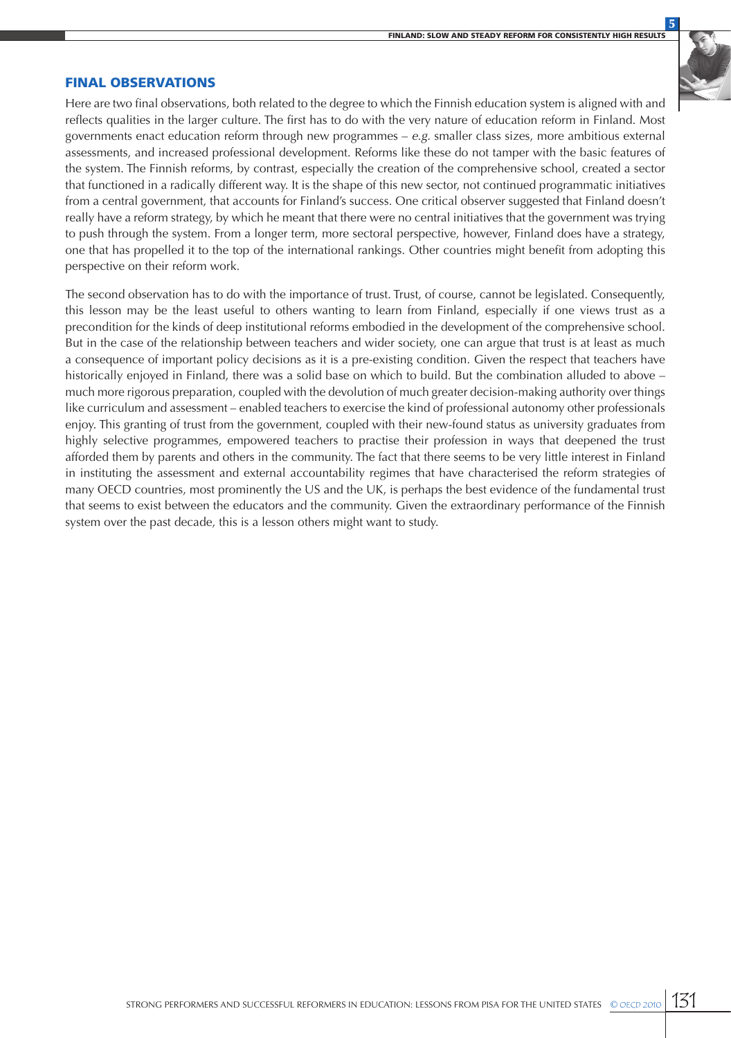## FINAL OBSERVATIONS

Here are two final observations, both related to the degree to which the Finnish education system is aligned with and reflects qualities in the larger culture. The first has to do with the very nature of education reform in Finland. Most governments enact education reform through new programmes – *e.g.* smaller class sizes, more ambitious external assessments, and increased professional development. Reforms like these do not tamper with the basic features of the system. The Finnish reforms, by contrast, especially the creation of the comprehensive school, created a sector that functioned in a radically different way. It is the shape of this new sector, not continued programmatic initiatives from a central government, that accounts for Finland's success. One critical observer suggested that Finland doesn't really have a reform strategy, by which he meant that there were no central initiatives that the government was trying to push through the system. From a longer term, more sectoral perspective, however, Finland does have a strategy, one that has propelled it to the top of the international rankings. Other countries might benefit from adopting this perspective on their reform work.

The second observation has to do with the importance of trust. Trust, of course, cannot be legislated. Consequently, this lesson may be the least useful to others wanting to learn from Finland, especially if one views trust as a precondition for the kinds of deep institutional reforms embodied in the development of the comprehensive school. But in the case of the relationship between teachers and wider society, one can argue that trust is at least as much a consequence of important policy decisions as it is a pre-existing condition. Given the respect that teachers have historically enjoyed in Finland, there was a solid base on which to build. But the combination alluded to above – much more rigorous preparation, coupled with the devolution of much greater decision-making authority over things like curriculum and assessment – enabled teachers to exercise the kind of professional autonomy other professionals enjoy. This granting of trust from the government, coupled with their new-found status as university graduates from highly selective programmes, empowered teachers to practise their profession in ways that deepened the trust afforded them by parents and others in the community. The fact that there seems to be very little interest in Finland in instituting the assessment and external accountability regimes that have characterised the reform strategies of many OECD countries, most prominently the US and the UK, is perhaps the best evidence of the fundamental trust that seems to exist between the educators and the community. Given the extraordinary performance of the Finnish system over the past decade, this is a lesson others might want to study.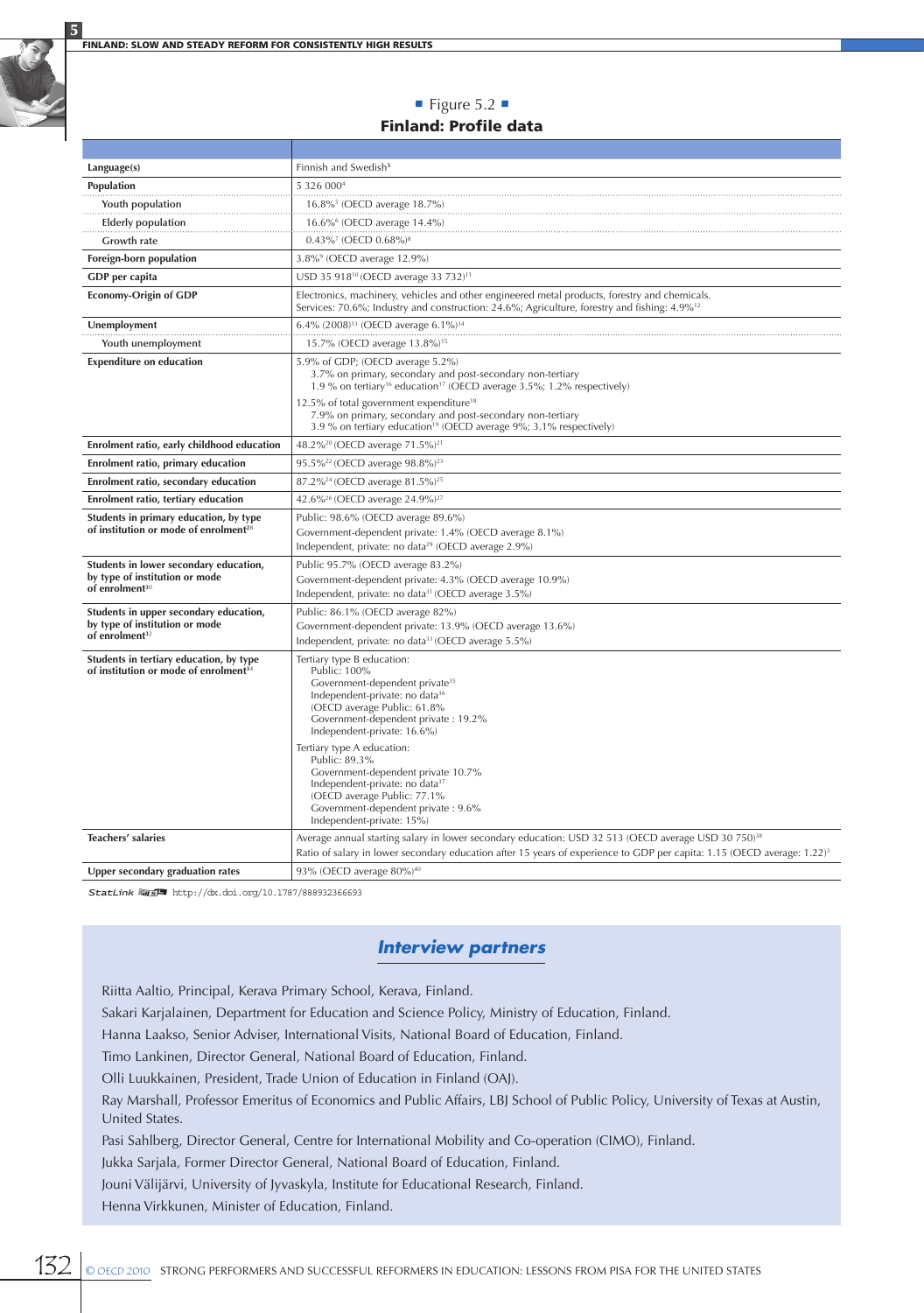■ Figure 5.2 ■
**Finland: Profile data**

| | |
|---|---|
| **Language(s)** | Finnish and Swedish[3] |
| **Population** | 5 326 000[4] |
| Youth population | 16.8%[5] (OECD average 18.7%) |
| Elderly population | 16.6%[6] (OECD average 14.4%) |
| Growth rate | 0.43%[7] (OECD 0.68%)[8] |
| **Foreign-born population** | 3.8%[9] (OECD average 12.9%) |
| **GDP per capita** | USD 35 918[10] (OECD average 33 732)[11] |
| **Economy-Origin of GDP** | Electronics, machinery, vehicles and other engineered metal products, forestry and chemicals. Services: 70.6%; Industry and construction: 24.6%; Agriculture, forestry and fishing: 4.9%[12] |
| **Unemployment** | 6.4% (2008)[13] (OECD average 6.1%)[14] |
| Youth unemployment | 15.7% (OECD average 13.8%)[15] |
| **Expenditure on education** | 5.9% of GDP; (OECD average 5.2%)<br>3.7% on primary, secondary and post-secondary non-tertiary<br>1.9 % on tertiary[16] education[17] (OECD average 3.5%; 1.2% respectively)<br>12.5% of total government expenditure[18]<br>7.9% on primary, secondary and post-secondary non-tertiary<br>3.9 % on tertiary education[19] (OECD average 9%; 3.1% respectively) |
| **Enrolment ratio, early childhood education** | 48.2%[20] (OECD average 71.5%)[21] |
| **Enrolment ratio, primary education** | 95.5%[22] (OECD average 98.8%)[23] |
| **Enrolment ratio, secondary education** | 87.2%[24] (OECD average 81.5%)[25] |
| **Enrolment ratio, tertiary education** | 42.6%[26] (OECD average 24.9%)[27] |
| **Students in primary education, by type of institution or mode of enrolment**[28] | Public: 98.6% (OECD average 89.6%)<br>Government-dependent private: 1.4% (OECD average 8.1%)<br>Independent, private: no data[29] (OECD average 2.9%) |
| **Students in lower secondary education, by type of institution or mode of enrolment**[30] | Public 95.7% (OECD average 83.2%)<br>Government-dependent private: 4.3% (OECD average 10.9%)<br>Independent, private: no data[31] (OECD average 3.5%) |
| **Students in upper secondary education, by type of institution or mode of enrolment**[32] | Public: 86.1% (OECD average 82%)<br>Government-dependent private: 13.9% (OECD average 13.6%)<br>Independent, private: no data[33] (OECD average 5.5%) |
| **Students in tertiary education, by type of institution or mode of enrolment**[34] | Tertiary type B education:<br>Public: 100%<br>Government-dependent private[35]<br>Independent-private: no data[36]<br>(OECD average Public: 61.8%<br>Government-dependent private : 19.2%<br>Independent-private: 16.6%)<br>Tertiary type A education:<br>Public: 89.3%<br>Government-dependent private 10.7%<br>Independent-private: no data[37]<br>(OECD average Public: 77.1%<br>Government-dependent private : 9.6%<br>Independent-private: 15%) |
| **Teachers' salaries** | Average annual starting salary in lower secondary education: USD 32 513 (OECD average USD 30 750)[38]<br>Ratio of salary in lower secondary education after 15 years of experience to GDP per capita: 1.15 (OECD average: 1.22)[3] |
| **Upper secondary graduation rates** | 93% (OECD average 80%)[40] |

StatLink http://dx.doi.org/10.1787/888932366693

## *Interview partners*

Riitta Aaltio, Principal, Kerava Primary School, Kerava, Finland.

Sakari Karjalainen, Department for Education and Science Policy, Ministry of Education, Finland.

Hanna Laakso, Senior Adviser, International Visits, National Board of Education, Finland.

Timo Lankinen, Director General, National Board of Education, Finland.

Olli Luukkainen, President, Trade Union of Education in Finland (OAJ).

Ray Marshall, Professor Emeritus of Economics and Public Affairs, LBJ School of Public Policy, University of Texas at Austin, United States.

Pasi Sahlberg, Director General, Centre for International Mobility and Co-operation (CIMO), Finland.

Jukka Sarjala, Former Director General, National Board of Education, Finland.

Jouni Välijärvi, University of Jyvaskyla, Institute for Educational Research, Finland.

Henna Virkkunen, Minister of Education, Finland.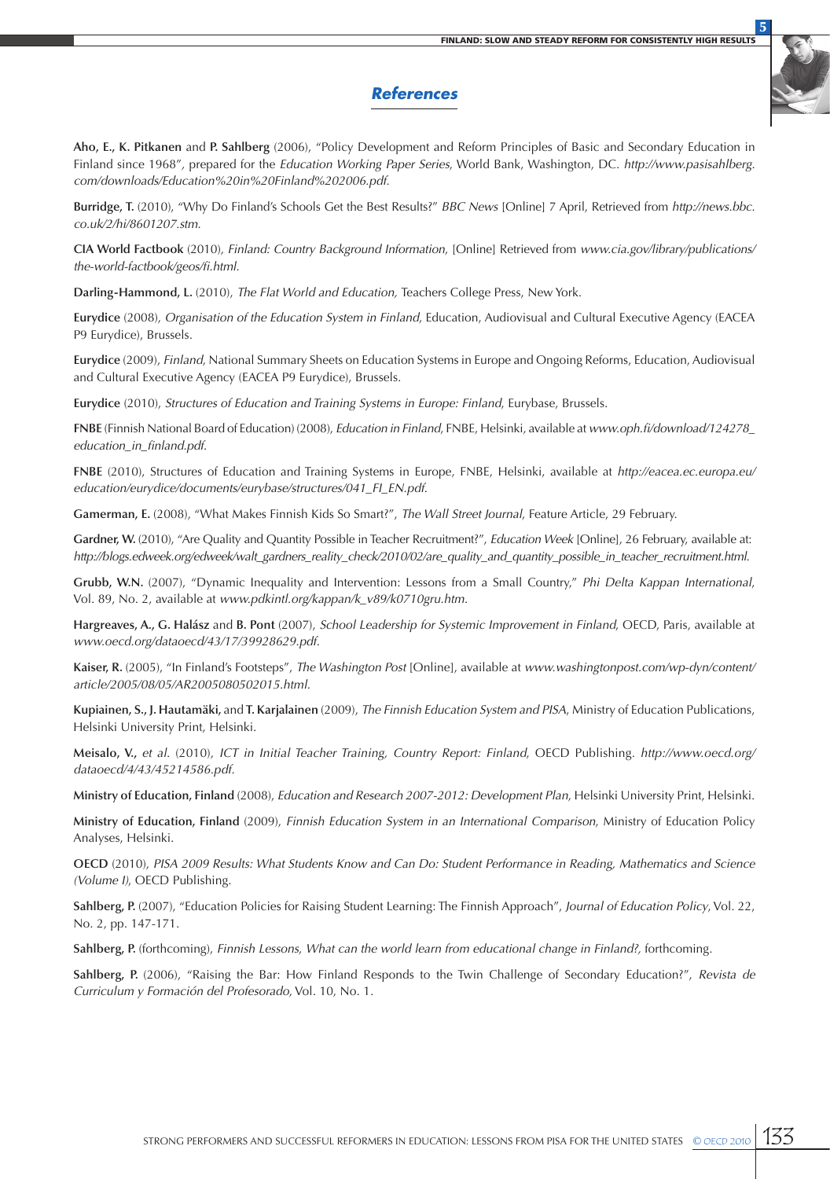## *References*

**Aho, E., K. Pitkanen** and **P. Sahlberg** (2006), "Policy Development and Reform Principles of Basic and Secondary Education in Finland since 1968", prepared for the *Education Working Paper Series*, World Bank, Washington, DC. *http://www.pasisahlberg.com/downloads/Education%20in%20Finland%202006.pdf.*

**Burridge, T.** (2010), "Why Do Finland's Schools Get the Best Results?" *BBC News* [Online] 7 April, Retrieved from *http://news.bbc.co.uk/2/hi/8601207.stm.*

**CIA World Factbook** (2010), *Finland: Country Background Information*, [Online] Retrieved from *www.cia.gov/library/publications/the-world-factbook/geos/fi.html.*

**Darling-Hammond, L.** (2010), *The Flat World and Education,* Teachers College Press, New York.

**Eurydice** (2008), *Organisation of the Education System in Finland*, Education, Audiovisual and Cultural Executive Agency (EACEA P9 Eurydice), Brussels.

**Eurydice** (2009), *Finland*, National Summary Sheets on Education Systems in Europe and Ongoing Reforms, Education, Audiovisual and Cultural Executive Agency (EACEA P9 Eurydice), Brussels.

**Eurydice** (2010), *Structures of Education and Training Systems in Europe: Finland*, Eurybase, Brussels.

**FNBE** (Finnish National Board of Education) (2008), *Education in Finland*, FNBE, Helsinki, available at *www.oph.fi/download/124278_education_in_finland.pdf.*

**FNBE** (2010), Structures of Education and Training Systems in Europe, FNBE, Helsinki, available at *http://eacea.ec.europa.eu/education/eurydice/documents/eurybase/structures/041_FI_EN.pdf.*

**Gamerman, E.** (2008), "What Makes Finnish Kids So Smart?", *The Wall Street Journal*, Feature Article, 29 February.

**Gardner, W.** (2010), "Are Quality and Quantity Possible in Teacher Recruitment?", *Education Week* [Online], 26 February, available at: *http://blogs.edweek.org/edweek/walt_gardners_reality_check/2010/02/are_quality_and_quantity_possible_in_teacher_recruitment.html.*

**Grubb, W.N.** (2007), "Dynamic Inequality and Intervention: Lessons from a Small Country," *Phi Delta Kappan International*, Vol. 89, No. 2, available at *www.pdkintl.org/kappan/k_v89/k0710gru.htm.*

**Hargreaves, A., G. Halász** and **B. Pont** (2007), *School Leadership for Systemic Improvement in Finland*, OECD, Paris, available at *www.oecd.org/dataoecd/43/17/39928629.pdf.*

**Kaiser, R.** (2005), "In Finland's Footsteps", *The Washington Post* [Online], available at *www.washingtonpost.com/wp-dyn/content/article/2005/08/05/AR2005080502015.html.*

**Kupiainen, S., J. Hautamäki,** and **T. Karjalainen** (2009), *The Finnish Education System and PISA*, Ministry of Education Publications, Helsinki University Print, Helsinki.

**Meisalo, V.,** *et al.* (2010), *ICT in Initial Teacher Training, Country Report: Finland*, OECD Publishing. *http://www.oecd.org/dataoecd/4/43/45214586.pdf.*

**Ministry of Education, Finland** (2008), *Education and Research 2007-2012: Development Plan*, Helsinki University Print, Helsinki.

**Ministry of Education, Finland** (2009), *Finnish Education System in an International Comparison*, Ministry of Education Policy Analyses, Helsinki.

**OECD** (2010), *PISA 2009 Results: What Students Know and Can Do: Student Performance in Reading, Mathematics and Science (Volume I)*, OECD Publishing.

**Sahlberg, P.** (2007), "Education Policies for Raising Student Learning: The Finnish Approach", *Journal of Education Policy*, Vol. 22, No. 2, pp. 147-171.

**Sahlberg, P.** (forthcoming), *Finnish Lessons, What can the world learn from educational change in Finland?,* forthcoming.

**Sahlberg, P.** (2006), "Raising the Bar: How Finland Responds to the Twin Challenge of Secondary Education?", *Revista de Curriculum y Formación del Profesorado,* Vol. 10, No. 1.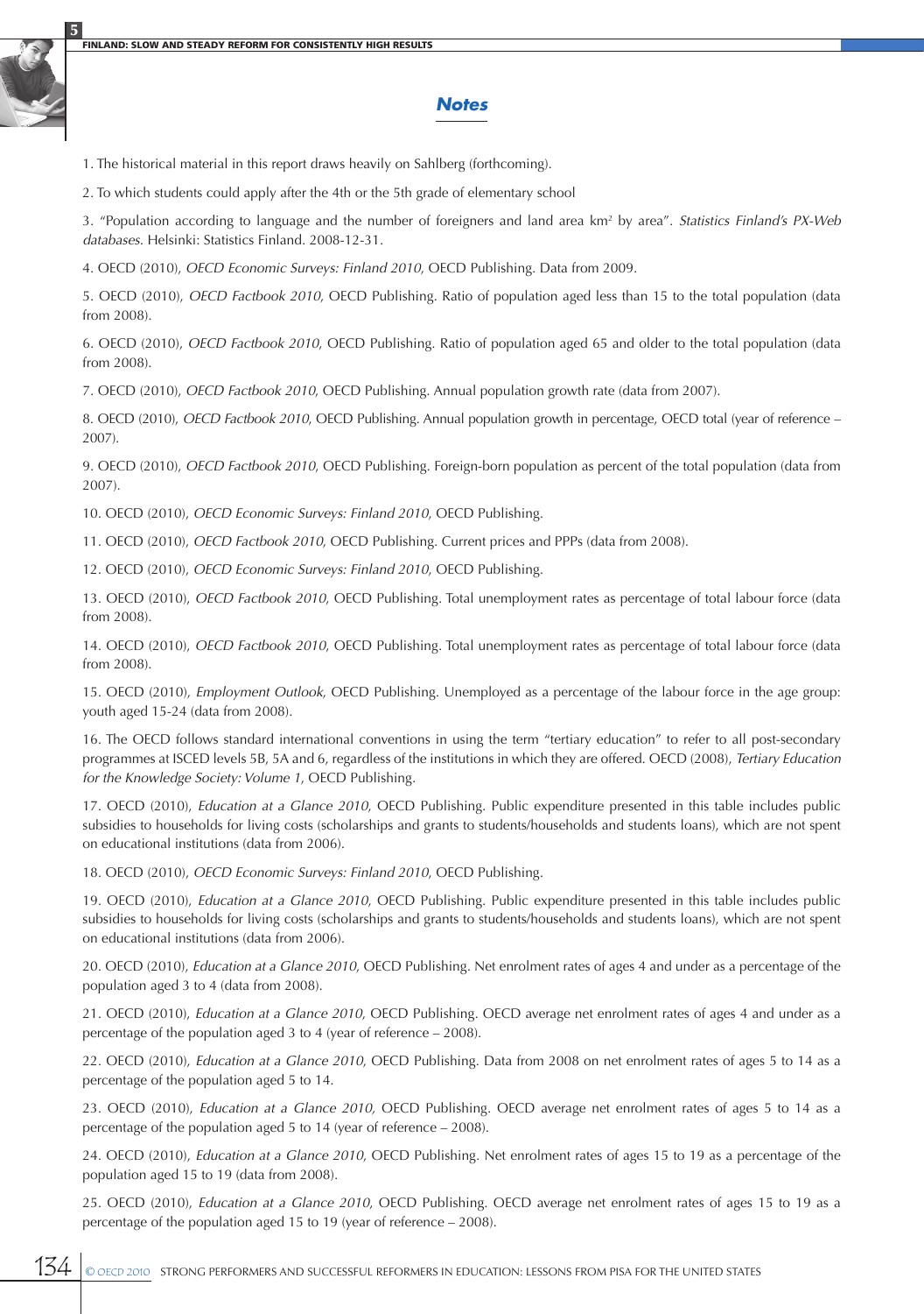## Notes

1. The historical material in this report draws heavily on Sahlberg (forthcoming).

2. To which students could apply after the 4th or the 5th grade of elementary school

3. "Population according to language and the number of foreigners and land area km² by area". *Statistics Finland's PX-Web databases.* Helsinki: Statistics Finland. 2008-12-31.

4. OECD (2010), *OECD Economic Surveys: Finland 2010*, OECD Publishing. Data from 2009.

5. OECD (2010), *OECD Factbook 2010*, OECD Publishing. Ratio of population aged less than 15 to the total population (data from 2008).

6. OECD (2010), *OECD Factbook 2010*, OECD Publishing. Ratio of population aged 65 and older to the total population (data from 2008).

7. OECD (2010), *OECD Factbook 2010*, OECD Publishing. Annual population growth rate (data from 2007).

8. OECD (2010), *OECD Factbook 2010*, OECD Publishing. Annual population growth in percentage, OECD total (year of reference – 2007).

9. OECD (2010), *OECD Factbook 2010*, OECD Publishing. Foreign-born population as percent of the total population (data from 2007).

10. OECD (2010), *OECD Economic Surveys: Finland 2010*, OECD Publishing.

11. OECD (2010), *OECD Factbook 2010*, OECD Publishing. Current prices and PPPs (data from 2008).

12. OECD (2010), *OECD Economic Surveys: Finland 2010*, OECD Publishing.

13. OECD (2010), *OECD Factbook 2010*, OECD Publishing. Total unemployment rates as percentage of total labour force (data from 2008).

14. OECD (2010), *OECD Factbook 2010*, OECD Publishing. Total unemployment rates as percentage of total labour force (data from 2008).

15. OECD (2010), *Employment Outlook*, OECD Publishing. Unemployed as a percentage of the labour force in the age group: youth aged 15-24 (data from 2008).

16. The OECD follows standard international conventions in using the term "tertiary education" to refer to all post-secondary programmes at ISCED levels 5B, 5A and 6, regardless of the institutions in which they are offered. OECD (2008), *Tertiary Education for the Knowledge Society: Volume 1*, OECD Publishing.

17. OECD (2010), *Education at a Glance 2010*, OECD Publishing. Public expenditure presented in this table includes public subsidies to households for living costs (scholarships and grants to students/households and students loans), which are not spent on educational institutions (data from 2006).

18. OECD (2010), *OECD Economic Surveys: Finland 2010*, OECD Publishing.

19. OECD (2010), *Education at a Glance 2010*, OECD Publishing. Public expenditure presented in this table includes public subsidies to households for living costs (scholarships and grants to students/households and students loans), which are not spent on educational institutions (data from 2006).

20. OECD (2010), *Education at a Glance 2010*, OECD Publishing. Net enrolment rates of ages 4 and under as a percentage of the population aged 3 to 4 (data from 2008).

21. OECD (2010), *Education at a Glance 2010*, OECD Publishing. OECD average net enrolment rates of ages 4 and under as a percentage of the population aged 3 to 4 (year of reference – 2008).

22. OECD (2010), *Education at a Glance 2010*, OECD Publishing. Data from 2008 on net enrolment rates of ages 5 to 14 as a percentage of the population aged 5 to 14.

23. OECD (2010), *Education at a Glance 2010*, OECD Publishing. OECD average net enrolment rates of ages 5 to 14 as a percentage of the population aged 5 to 14 (year of reference – 2008).

24. OECD (2010), *Education at a Glance 2010*, OECD Publishing. Net enrolment rates of ages 15 to 19 as a percentage of the population aged 15 to 19 (data from 2008).

25. OECD (2010), *Education at a Glance 2010*, OECD Publishing. OECD average net enrolment rates of ages 15 to 19 as a percentage of the population aged 15 to 19 (year of reference – 2008).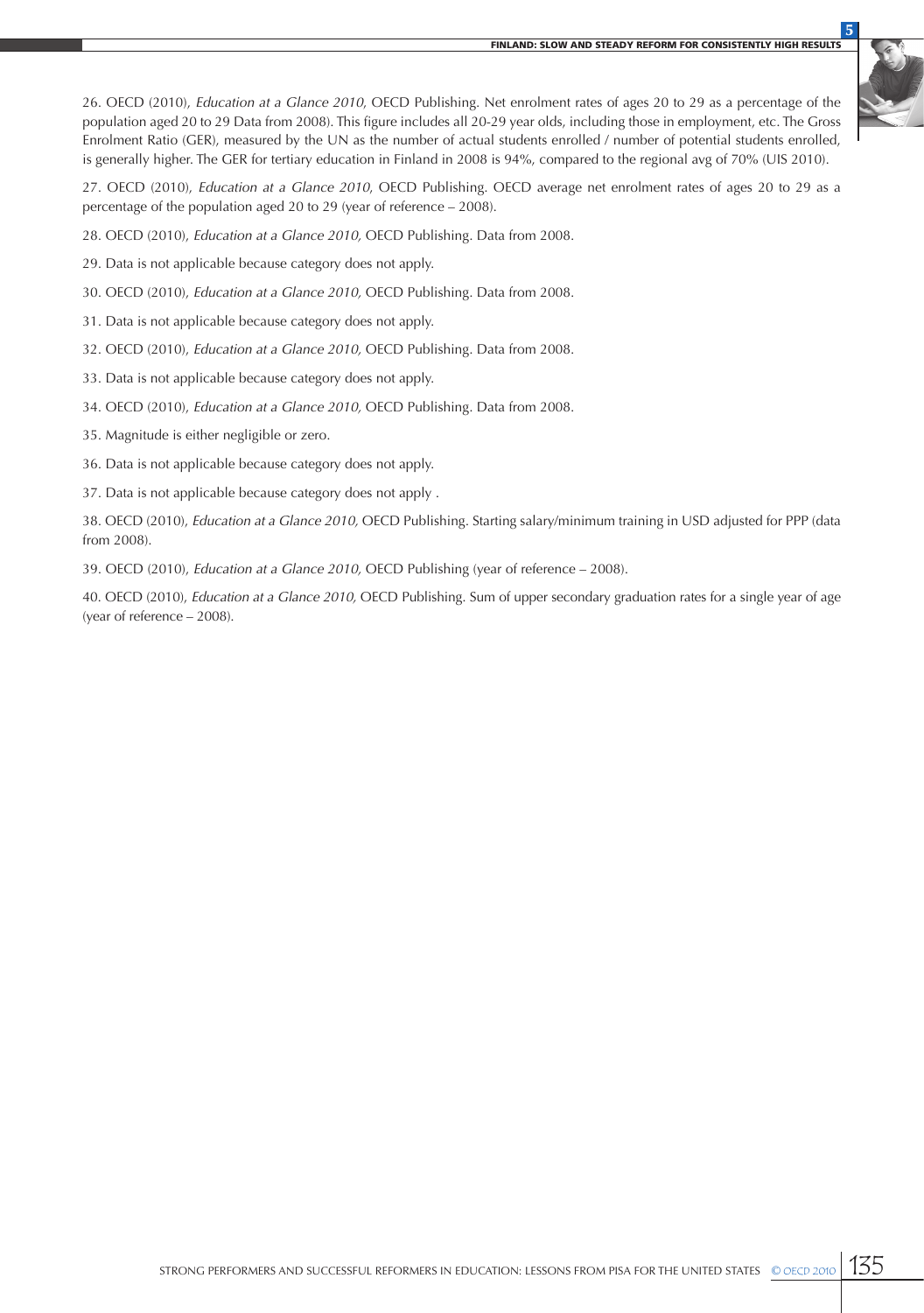26. OECD (2010), *Education at a Glance 2010*, OECD Publishing. Net enrolment rates of ages 20 to 29 as a percentage of the population aged 20 to 29 Data from 2008). This figure includes all 20-29 year olds, including those in employment, etc. The Gross Enrolment Ratio (GER), measured by the UN as the number of actual students enrolled / number of potential students enrolled, is generally higher. The GER for tertiary education in Finland in 2008 is 94%, compared to the regional avg of 70% (UIS 2010).

27. OECD (2010), *Education at a Glance 2010*, OECD Publishing. OECD average net enrolment rates of ages 20 to 29 as a percentage of the population aged 20 to 29 (year of reference – 2008).

28. OECD (2010), *Education at a Glance 2010,* OECD Publishing. Data from 2008.

29. Data is not applicable because category does not apply.

30. OECD (2010), *Education at a Glance 2010,* OECD Publishing. Data from 2008.

31. Data is not applicable because category does not apply.

32. OECD (2010), *Education at a Glance 2010,* OECD Publishing. Data from 2008.

33. Data is not applicable because category does not apply.

34. OECD (2010), *Education at a Glance 2010,* OECD Publishing. Data from 2008.

35. Magnitude is either negligible or zero.

36. Data is not applicable because category does not apply.

37. Data is not applicable because category does not apply .

38. OECD (2010), *Education at a Glance 2010,* OECD Publishing. Starting salary/minimum training in USD adjusted for PPP (data from 2008).

39. OECD (2010), *Education at a Glance 2010,* OECD Publishing (year of reference – 2008).

40. OECD (2010), *Education at a Glance 2010,* OECD Publishing. Sum of upper secondary graduation rates for a single year of age (year of reference – 2008).